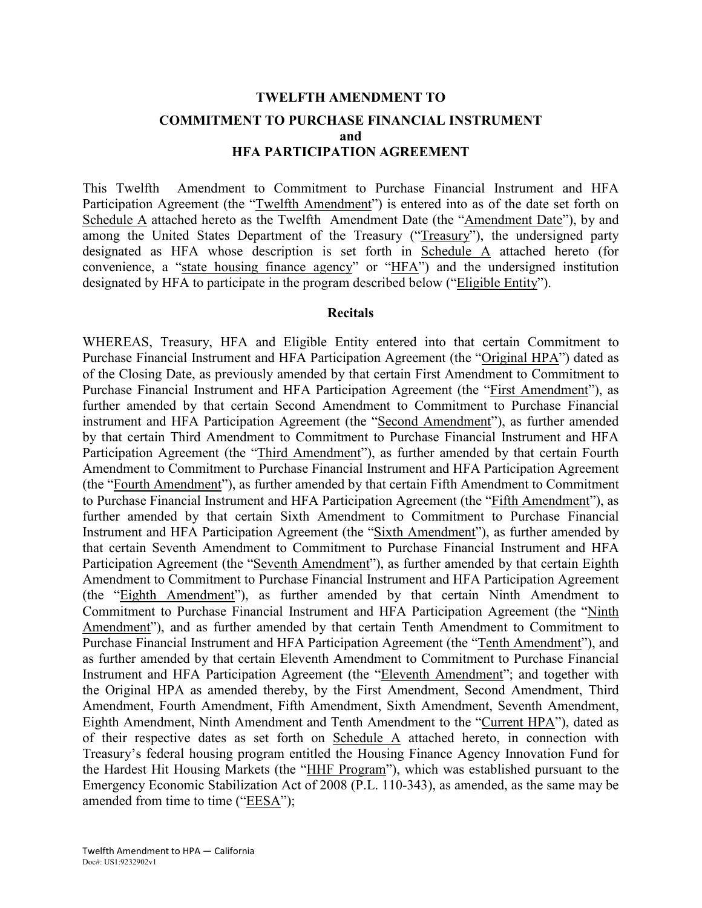# TWELFTH AMENDMENT TO

# COMMITMENT TO PURCHASE FINANCIAL INSTRUMENT and HFA PARTICIPATION AGREEMENT

This Twelfth Amendment to Commitment to Purchase Financial Instrument and HFA Participation Agreement (the "Twelfth Amendment") is entered into as of the date set forth on Schedule A attached hereto as the Twelfth Amendment Date (the "Amendment Date"), by and among the United States Department of the Treasury ("Treasury"), the undersigned party designated as HFA whose description is set forth in Schedule A attached hereto (for convenience, a "state housing finance agency" or "HFA") and the undersigned institution designated by HFA to participate in the program described below ("Eligible Entity").

## Recitals

WHEREAS, Treasury, HFA and Eligible Entity entered into that certain Commitment to Purchase Financial Instrument and HFA Participation Agreement (the "Original HPA") dated as of the Closing Date, as previously amended by that certain First Amendment to Commitment to Purchase Financial Instrument and HFA Participation Agreement (the "First Amendment"), as further amended by that certain Second Amendment to Commitment to Purchase Financial instrument and HFA Participation Agreement (the "Second Amendment"), as further amended by that certain Third Amendment to Commitment to Purchase Financial Instrument and HFA Participation Agreement (the "Third Amendment"), as further amended by that certain Fourth Amendment to Commitment to Purchase Financial Instrument and HFA Participation Agreement (the "Fourth Amendment"), as further amended by that certain Fifth Amendment to Commitment to Purchase Financial Instrument and HFA Participation Agreement (the "Fifth Amendment"), as further amended by that certain Sixth Amendment to Commitment to Purchase Financial Instrument and HFA Participation Agreement (the "Sixth Amendment"), as further amended by that certain Seventh Amendment to Commitment to Purchase Financial Instrument and HFA Participation Agreement (the "Seventh Amendment"), as further amended by that certain Eighth Amendment to Commitment to Purchase Financial Instrument and HFA Participation Agreement (the "Eighth Amendment"), as further amended by that certain Ninth Amendment to Commitment to Purchase Financial Instrument and HFA Participation Agreement (the "Ninth Amendment"), and as further amended by that certain Tenth Amendment to Commitment to Purchase Financial Instrument and HFA Participation Agreement (the "Tenth Amendment"), and as further amended by that certain Eleventh Amendment to Commitment to Purchase Financial Instrument and HFA Participation Agreement (the "Eleventh Amendment"; and together with the Original HPA as amended thereby, by the First Amendment, Second Amendment, Third Amendment, Fourth Amendment, Fifth Amendment, Sixth Amendment, Seventh Amendment, Eighth Amendment, Ninth Amendment and Tenth Amendment to the "Current HPA"), dated as of their respective dates as set forth on Schedule A attached hereto, in connection with Treasury's federal housing program entitled the Housing Finance Agency Innovation Fund for the Hardest Hit Housing Markets (the "HHF Program"), which was established pursuant to the Emergency Economic Stabilization Act of 2008 (P.L. 110-343), as amended, as the same may be amended from time to time ("EESA");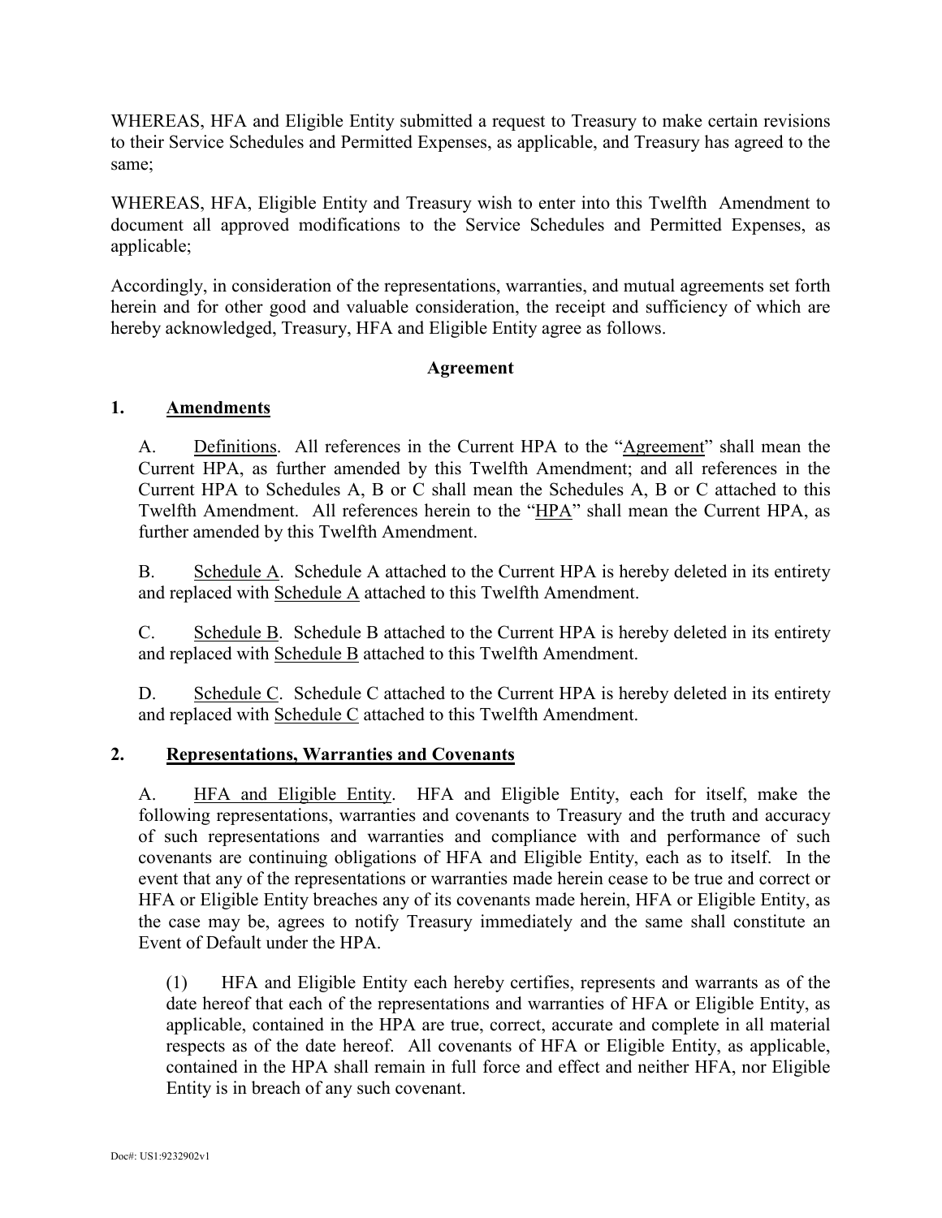WHEREAS, HFA and Eligible Entity submitted a request to Treasury to make certain revisions to their Service Schedules and Permitted Expenses, as applicable, and Treasury has agreed to the same;

WHEREAS, HFA, Eligible Entity and Treasury wish to enter into this Twelfth Amendment to document all approved modifications to the Service Schedules and Permitted Expenses, as applicable;

Accordingly, in consideration of the representations, warranties, and mutual agreements set forth herein and for other good and valuable consideration, the receipt and sufficiency of which are hereby acknowledged, Treasury, HFA and Eligible Entity agree as follows.

**Agreement**

**1. Amendments**

A. Definitions. All references in the Current HPA to the "Agreement" shall mean the Current HPA, as further amended by this Twelfth Amendment; and all references in the Current HPA to Schedules A, B or C shall mean the Schedules A, B or C attached to this Twelfth Amendment. All references herein to the "HPA" shall mean the Current HPA, as further amended by this Twelfth Amendment.

B. Schedule A. Schedule A attached to the Current HPA is hereby deleted in its entirety and replaced with Schedule A attached to this Twelfth Amendment.

C. Schedule B. Schedule B attached to the Current HPA is hereby deleted in its entirety and replaced with Schedule B attached to this Twelfth Amendment.

D. Schedule C. Schedule C attached to the Current HPA is hereby deleted in its entirety and replaced with Schedule C attached to this Twelfth Amendment.

**2. Representations, Warranties and Covenants**

A. HFA and Eligible Entity. HFA and Eligible Entity, each for itself, make the following representations, warranties and covenants to Treasury and the truth and accuracy of such representations and warranties and compliance with and performance of such covenants are continuing obligations of HFA and Eligible Entity, each as to itself. In the event that any of the representations or warranties made herein cease to be true and correct or HFA or Eligible Entity breaches any of its covenants made herein, HFA or Eligible Entity, as the case may be, agrees to notify Treasury immediately and the same shall constitute an Event of Default under the HPA.

(1) HFA and Eligible Entity each hereby certifies, represents and warrants as of the date hereof that each of the representations and warranties of HFA or Eligible Entity, as applicable, contained in the HPA are true, correct, accurate and complete in all material respects as of the date hereof. All covenants of HFA or Eligible Entity, as applicable, contained in the HPA shall remain in full force and effect and neither HFA, nor Eligible Entity is in breach of any such covenant.

Doc#: US1:9232902v1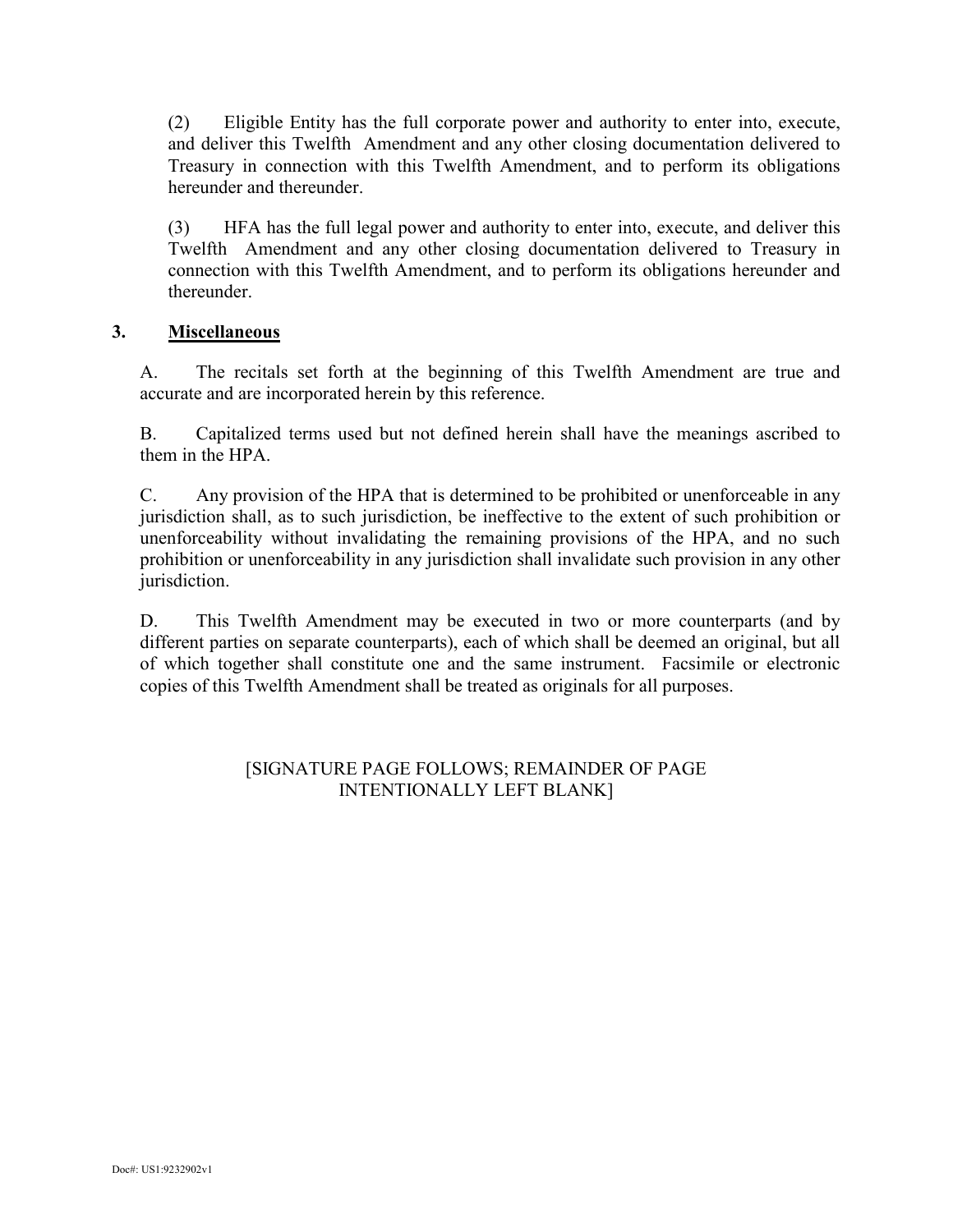(2) Eligible Entity has the full corporate power and authority to enter into, execute, and deliver this Twelfth Amendment and any other closing documentation delivered to Treasury in connection with this Twelfth Amendment, and to perform its obligations hereunder and thereunder.

(3) HFA has the full legal power and authority to enter into, execute, and deliver this Twelfth Amendment and any other closing documentation delivered to Treasury in connection with this Twelfth Amendment, and to perform its obligations hereunder and thereunder.

**3. Miscellaneous**

A. The recitals set forth at the beginning of this Twelfth Amendment are true and accurate and are incorporated herein by this reference.

B. Capitalized terms used but not defined herein shall have the meanings ascribed to them in the HPA.

C. Any provision of the HPA that is determined to be prohibited or unenforceable in any jurisdiction shall, as to such jurisdiction, be ineffective to the extent of such prohibition or unenforceability without invalidating the remaining provisions of the HPA, and no such prohibition or unenforceability in any jurisdiction shall invalidate such provision in any other jurisdiction.

D. This Twelfth Amendment may be executed in two or more counterparts (and by different parties on separate counterparts), each of which shall be deemed an original, but all of which together shall constitute one and the same instrument. Facsimile or electronic copies of this Twelfth Amendment shall be treated as originals for all purposes.

[SIGNATURE PAGE FOLLOWS; REMAINDER OF PAGE INTENTIONALLY LEFT BLANK]

Doc#: US1:9232902v1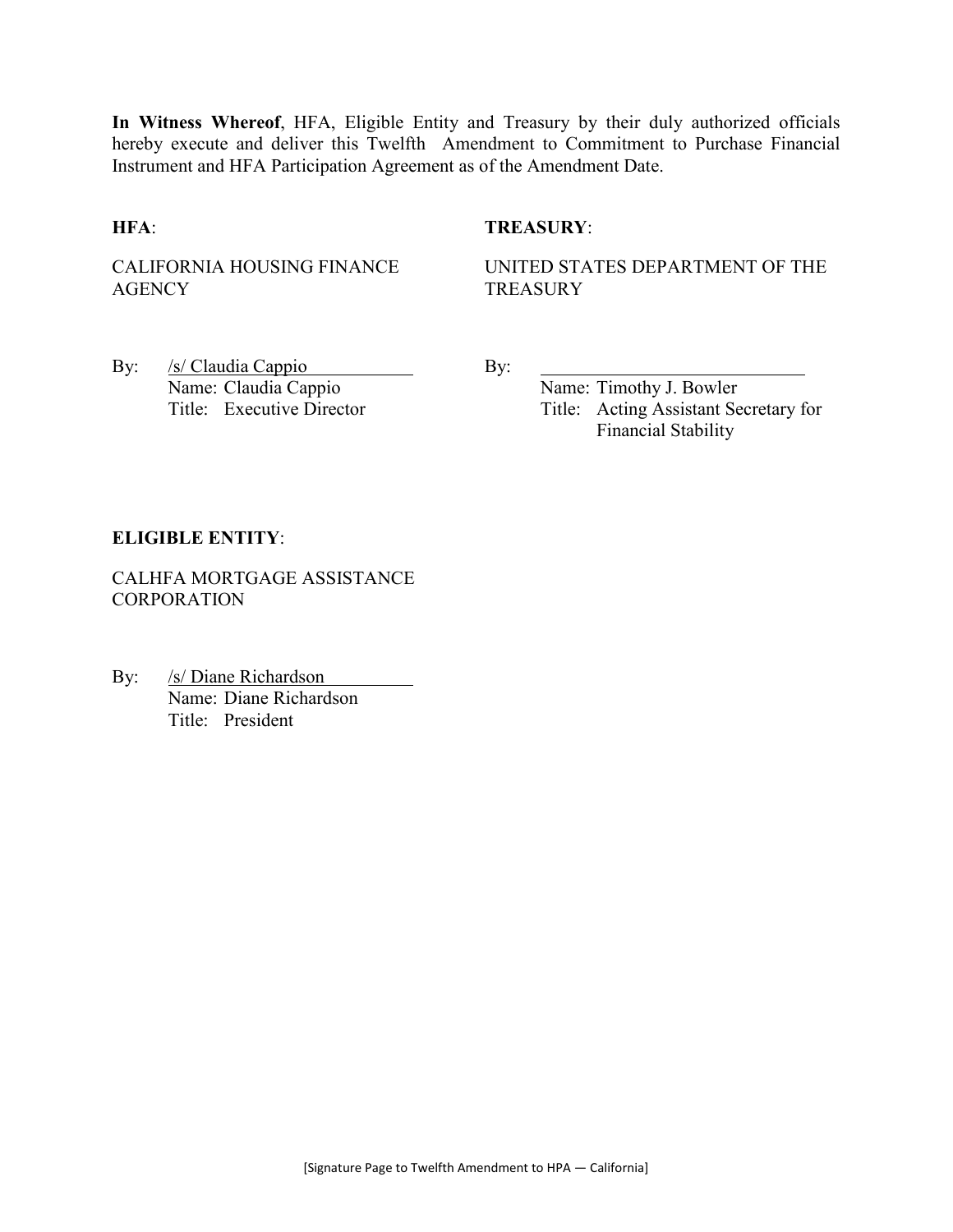**In Witness Whereof**, HFA, Eligible Entity and Treasury by their duly authorized officials hereby execute and deliver this Twelfth Amendment to Commitment to Purchase Financial Instrument and HFA Participation Agreement as of the Amendment Date.

**HFA**:

CALIFORNIA HOUSING FINANCE AGENCY

By: /s/ Claudia Cappio
Name: Claudia Cappio
Title: Executive Director

**TREASURY**:

UNITED STATES DEPARTMENT OF THE TREASURY

By: ____________________________
Name: Timothy J. Bowler
Title: Acting Assistant Secretary for Financial Stability

**ELIGIBLE ENTITY**:

CALHFA MORTGAGE ASSISTANCE CORPORATION

By: /s/ Diane Richardson
Name: Diane Richardson
Title: President

[Signature Page to Twelfth Amendment to HPA — California]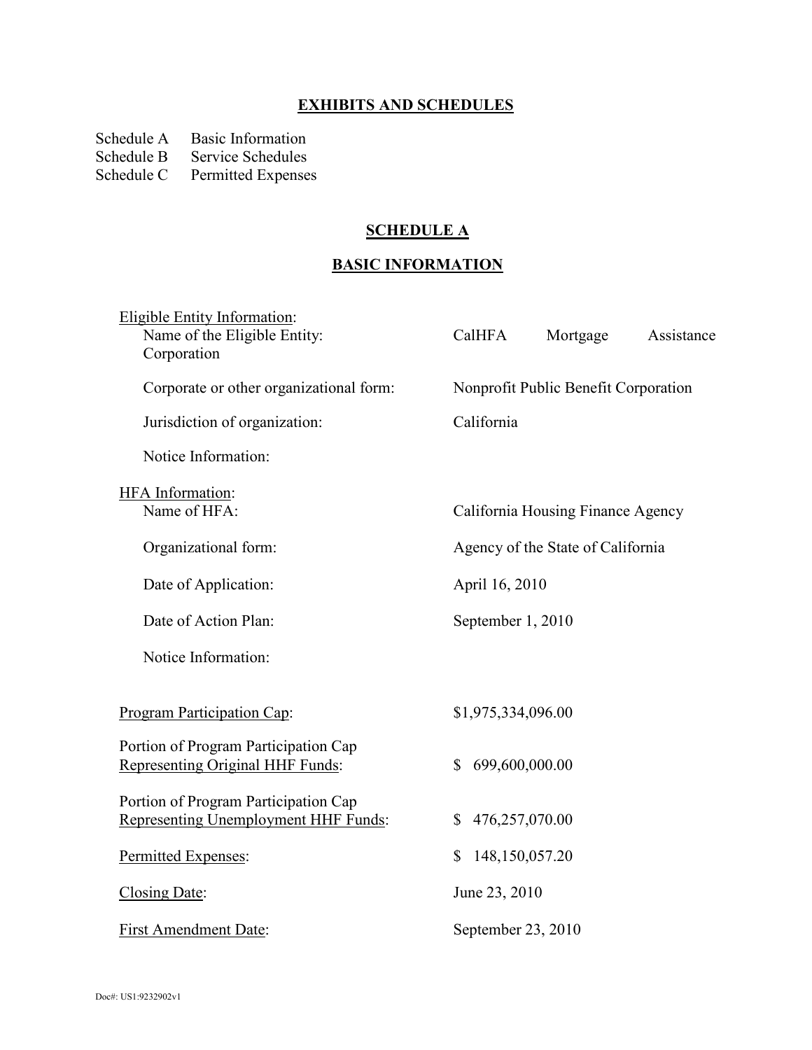## EXHIBITS AND SCHEDULES

Schedule A Basic Information
Schedule B Service Schedules
Schedule C Permitted Expenses

## SCHEDULE A

## BASIC INFORMATION

Eligible Entity Information:

| | |
|---|---|
| Name of the Eligible Entity: | CalHFA Mortgage Assistance Corporation |
| Corporate or other organizational form: | Nonprofit Public Benefit Corporation |
| Jurisdiction of organization: | California |
| Notice Information: | |

HFA Information:

| | |
|---|---|
| Name of HFA: | California Housing Finance Agency |
| Organizational form: | Agency of the State of California |
| Date of Application: | April 16, 2010 |
| Date of Action Plan: | September 1, 2010 |
| Notice Information: | |

| | |
|---|---|
| Program Participation Cap: | $1,975,334,096.00 |
| Portion of Program Participation Cap Representing Original HHF Funds: | $ 699,600,000.00 |
| Portion of Program Participation Cap Representing Unemployment HHF Funds: | $ 476,257,070.00 |
| Permitted Expenses: | $ 148,150,057.20 |
| Closing Date: | June 23, 2010 |
| First Amendment Date: | September 23, 2010 |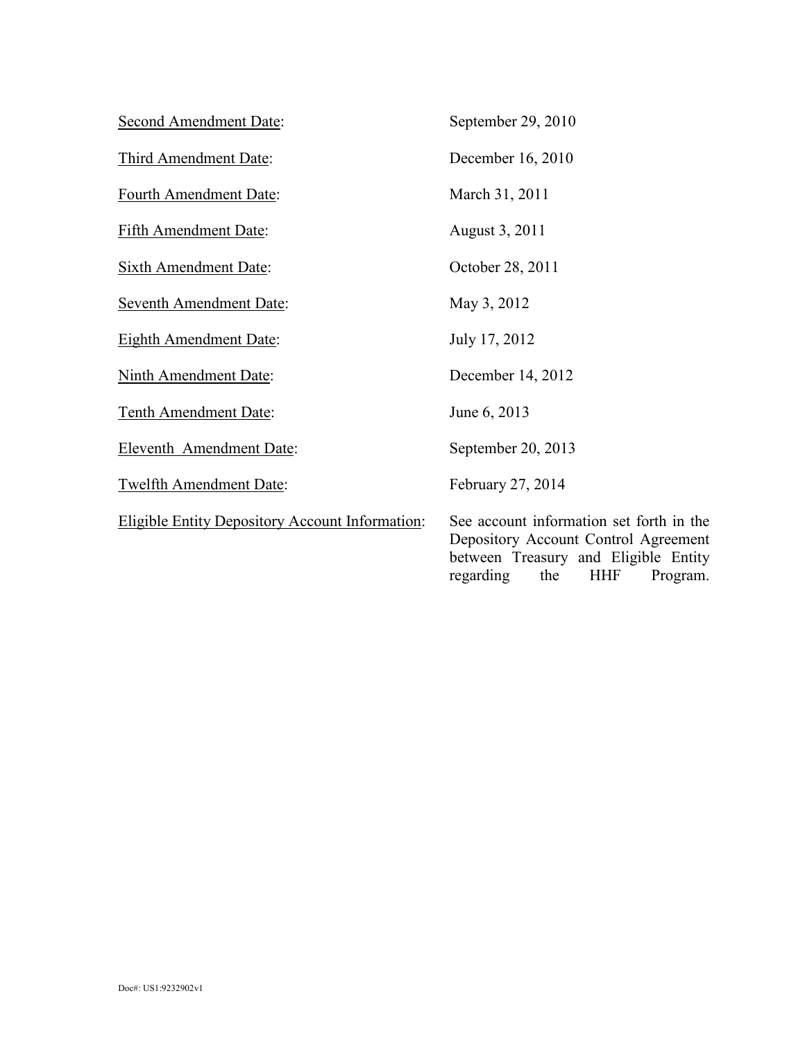| | |
|---|---|
| <u>Second Amendment Date</u>: | September 29, 2010 |
| <u>Third Amendment Date</u>: | December 16, 2010 |
| <u>Fourth Amendment Date</u>: | March 31, 2011 |
| <u>Fifth Amendment Date</u>: | August 3, 2011 |
| <u>Sixth Amendment Date</u>: | October 28, 2011 |
| <u>Seventh Amendment Date</u>: | May 3, 2012 |
| <u>Eighth Amendment Date</u>: | July 17, 2012 |
| <u>Ninth Amendment Date</u>: | December 14, 2012 |
| <u>Tenth Amendment Date</u>: | June 6, 2013 |
| <u>Eleventh Amendment Date</u>: | September 20, 2013 |
| <u>Twelfth Amendment Date</u>: | February 27, 2014 |
| <u>Eligible Entity Depository Account Information</u>: | See account information set forth in the Depository Account Control Agreement between Treasury and Eligible Entity regarding the HHF Program. |

Doc#: US1:9232902v1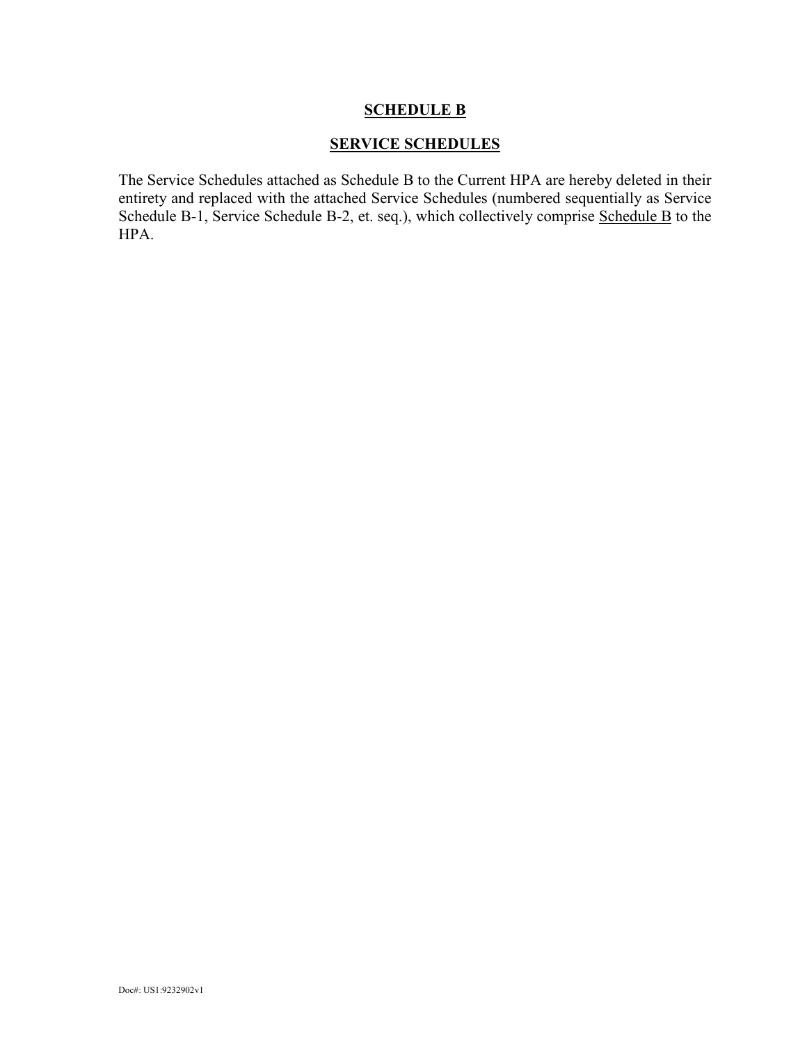# SCHEDULE B

## SERVICE SCHEDULES

The Service Schedules attached as Schedule B to the Current HPA are hereby deleted in their entirety and replaced with the attached Service Schedules (numbered sequentially as Service Schedule B-1, Service Schedule B-2, et. seq.), which collectively comprise Schedule B to the HPA.

Doc#: US1:9232902v1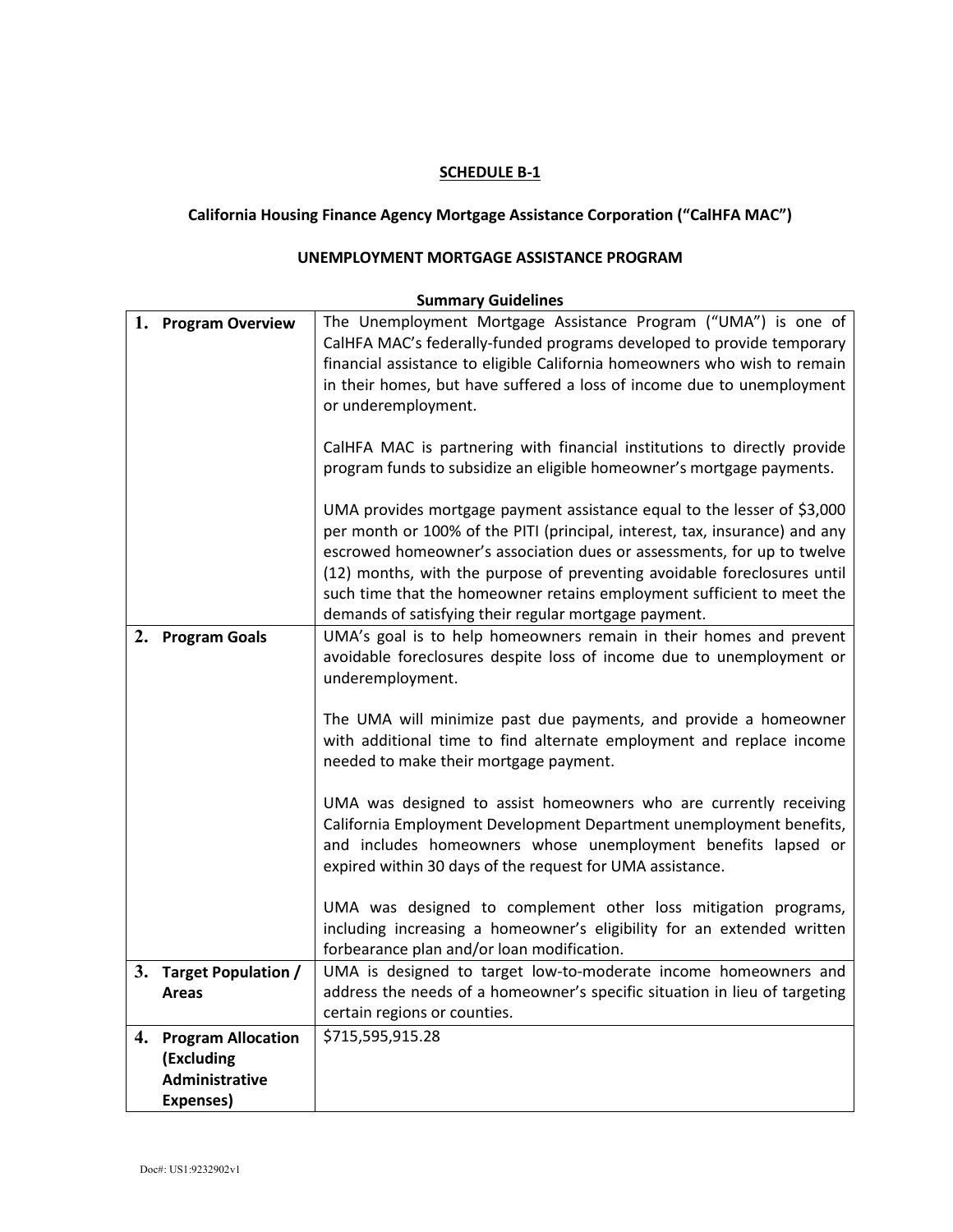**SCHEDULE B-1**

**California Housing Finance Agency Mortgage Assistance Corporation ("CalHFA MAC")**

**UNEMPLOYMENT MORTGAGE ASSISTANCE PROGRAM**

**Summary Guidelines**

| | |
|---|---|
| **1. Program Overview** | The Unemployment Mortgage Assistance Program ("UMA") is one of CalHFA MAC's federally-funded programs developed to provide temporary financial assistance to eligible California homeowners who wish to remain in their homes, but have suffered a loss of income due to unemployment or underemployment.<br><br>CalHFA MAC is partnering with financial institutions to directly provide program funds to subsidize an eligible homeowner's mortgage payments.<br><br>UMA provides mortgage payment assistance equal to the lesser of $3,000 per month or 100% of the PITI (principal, interest, tax, insurance) and any escrowed homeowner's association dues or assessments, for up to twelve (12) months, with the purpose of preventing avoidable foreclosures until such time that the homeowner retains employment sufficient to meet the demands of satisfying their regular mortgage payment. |
| **2. Program Goals** | UMA's goal is to help homeowners remain in their homes and prevent avoidable foreclosures despite loss of income due to unemployment or underemployment.<br><br>The UMA will minimize past due payments, and provide a homeowner with additional time to find alternate employment and replace income needed to make their mortgage payment.<br><br>UMA was designed to assist homeowners who are currently receiving California Employment Development Department unemployment benefits, and includes homeowners whose unemployment benefits lapsed or expired within 30 days of the request for UMA assistance.<br><br>UMA was designed to complement other loss mitigation programs, including increasing a homeowner's eligibility for an extended written forbearance plan and/or loan modification. |
| **3. Target Population / Areas** | UMA is designed to target low-to-moderate income homeowners and address the needs of a homeowner's specific situation in lieu of targeting certain regions or counties. |
| **4. Program Allocation (Excluding Administrative Expenses)** | $715,595,915.28 |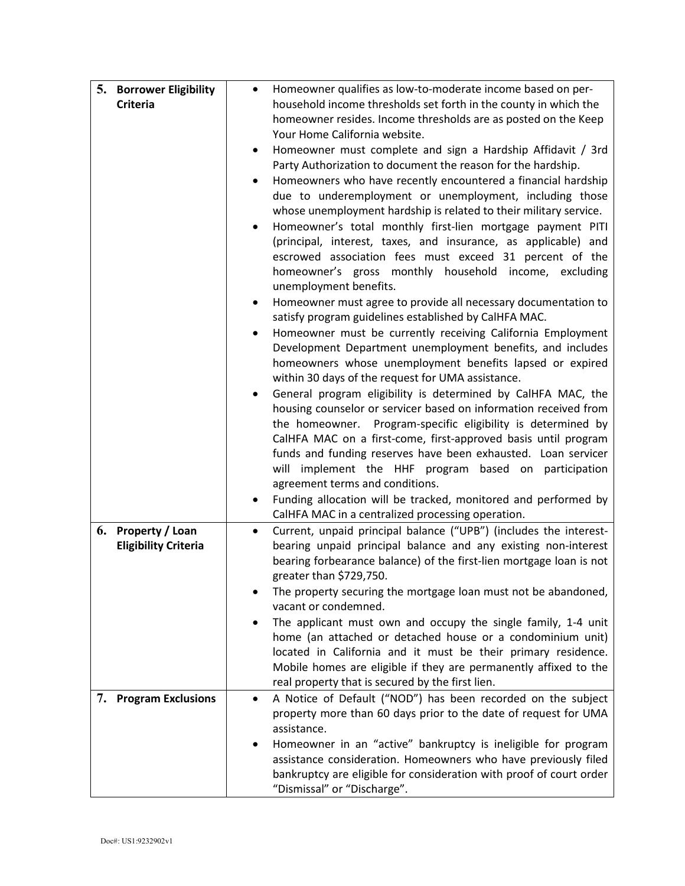| | |
|---|---|
| **5. Borrower Eligibility Criteria** | • Homeowner qualifies as low-to-moderate income based on per-household income thresholds set forth in the county in which the homeowner resides. Income thresholds are as posted on the Keep Your Home California website.<br>• Homeowner must complete and sign a Hardship Affidavit / 3rd Party Authorization to document the reason for the hardship.<br>• Homeowners who have recently encountered a financial hardship due to underemployment or unemployment, including those whose unemployment hardship is related to their military service.<br>• Homeowner's total monthly first-lien mortgage payment PITI (principal, interest, taxes, and insurance, as applicable) and escrowed association fees must exceed 31 percent of the homeowner's gross monthly household income, excluding unemployment benefits.<br>• Homeowner must agree to provide all necessary documentation to satisfy program guidelines established by CalHFA MAC.<br>• Homeowner must be currently receiving California Employment Development Department unemployment benefits, and includes homeowners whose unemployment benefits lapsed or expired within 30 days of the request for UMA assistance.<br>• General program eligibility is determined by CalHFA MAC, the housing counselor or servicer based on information received from the homeowner. Program-specific eligibility is determined by CalHFA MAC on a first-come, first-approved basis until program funds and funding reserves have been exhausted. Loan servicer will implement the HHF program based on participation agreement terms and conditions.<br>• Funding allocation will be tracked, monitored and performed by CalHFA MAC in a centralized processing operation. |
| **6. Property / Loan Eligibility Criteria** | • Current, unpaid principal balance ("UPB") (includes the interest-bearing unpaid principal balance and any existing non-interest bearing forbearance balance) of the first-lien mortgage loan is not greater than $729,750.<br>• The property securing the mortgage loan must not be abandoned, vacant or condemned.<br>• The applicant must own and occupy the single family, 1-4 unit home (an attached or detached house or a condominium unit) located in California and it must be their primary residence. Mobile homes are eligible if they are permanently affixed to the real property that is secured by the first lien. |
| **7. Program Exclusions** | • A Notice of Default ("NOD") has been recorded on the subject property more than 60 days prior to the date of request for UMA assistance.<br>• Homeowner in an "active" bankruptcy is ineligible for program assistance consideration. Homeowners who have previously filed bankruptcy are eligible for consideration with proof of court order "Dismissal" or "Discharge". |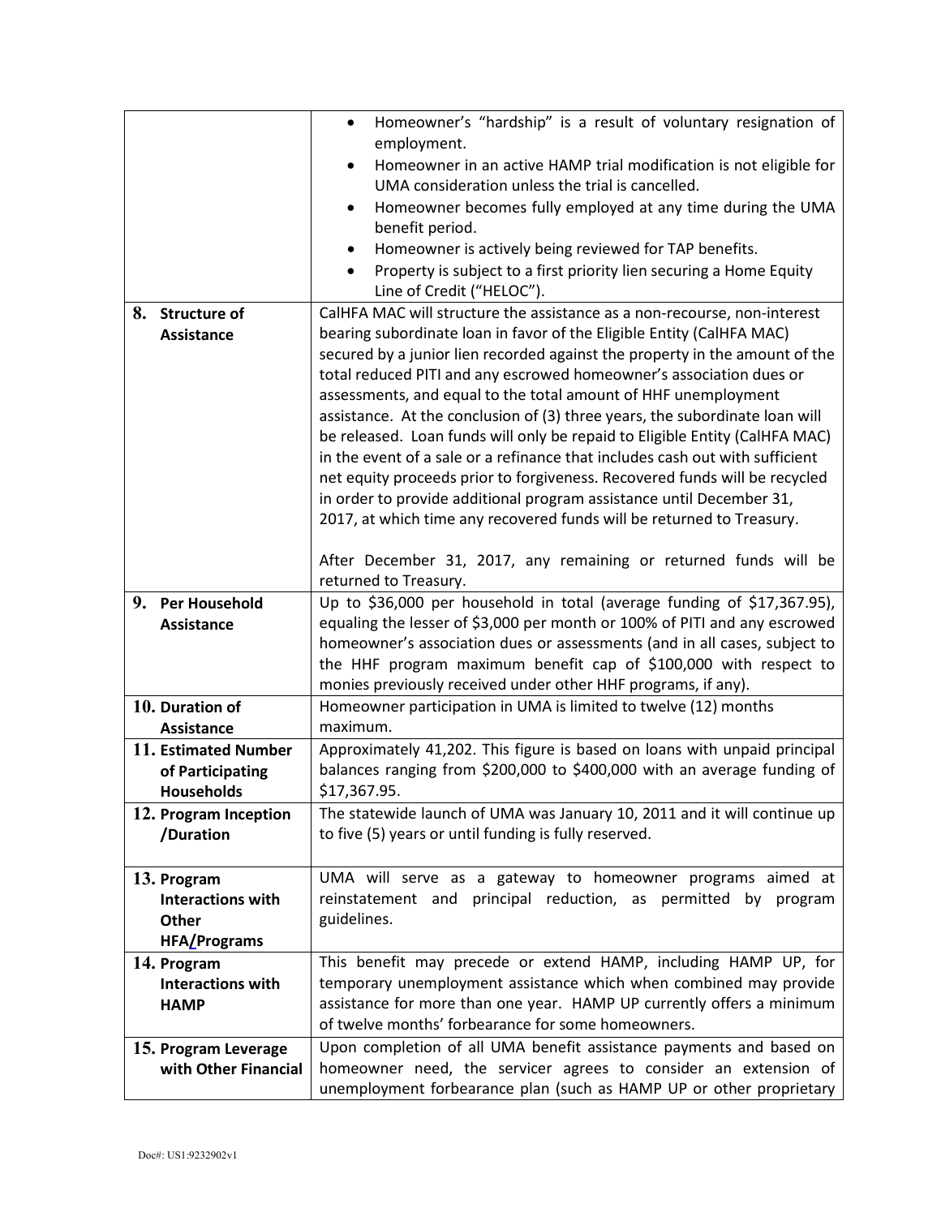| | |
|---|---|
| | • Homeowner's "hardship" is a result of voluntary resignation of employment.<br>• Homeowner in an active HAMP trial modification is not eligible for UMA consideration unless the trial is cancelled.<br>• Homeowner becomes fully employed at any time during the UMA benefit period.<br>• Homeowner is actively being reviewed for TAP benefits.<br>• Property is subject to a first priority lien securing a Home Equity Line of Credit ("HELOC"). |
| **8. Structure of Assistance** | CalHFA MAC will structure the assistance as a non-recourse, non-interest bearing subordinate loan in favor of the Eligible Entity (CalHFA MAC) secured by a junior lien recorded against the property in the amount of the total reduced PITI and any escrowed homeowner's association dues or assessments, and equal to the total amount of HHF unemployment assistance. At the conclusion of (3) three years, the subordinate loan will be released. Loan funds will only be repaid to Eligible Entity (CalHFA MAC) in the event of a sale or a refinance that includes cash out with sufficient net equity proceeds prior to forgiveness. Recovered funds will be recycled in order to provide additional program assistance until December 31, 2017, at which time any recovered funds will be returned to Treasury.<br><br>After December 31, 2017, any remaining or returned funds will be returned to Treasury. |
| **9. Per Household Assistance** | Up to $36,000 per household in total (average funding of $17,367.95), equaling the lesser of $3,000 per month or 100% of PITI and any escrowed homeowner's association dues or assessments (and in all cases, subject to the HHF program maximum benefit cap of $100,000 with respect to monies previously received under other HHF programs, if any). |
| **10. Duration of Assistance** | Homeowner participation in UMA is limited to twelve (12) months maximum. |
| **11. Estimated Number of Participating Households** | Approximately 41,202. This figure is based on loans with unpaid principal balances ranging from $200,000 to $400,000 with an average funding of $17,367.95. |
| **12. Program Inception /Duration** | The statewide launch of UMA was January 10, 2011 and it will continue up to five (5) years or until funding is fully reserved. |
| **13. Program Interactions with Other HFA/Programs** | UMA will serve as a gateway to homeowner programs aimed at reinstatement and principal reduction, as permitted by program guidelines. |
| **14. Program Interactions with HAMP** | This benefit may precede or extend HAMP, including HAMP UP, for temporary unemployment assistance which when combined may provide assistance for more than one year. HAMP UP currently offers a minimum of twelve months' forbearance for some homeowners. |
| **15. Program Leverage with Other Financial** | Upon completion of all UMA benefit assistance payments and based on homeowner need, the servicer agrees to consider an extension of unemployment forbearance plan (such as HAMP UP or other proprietary |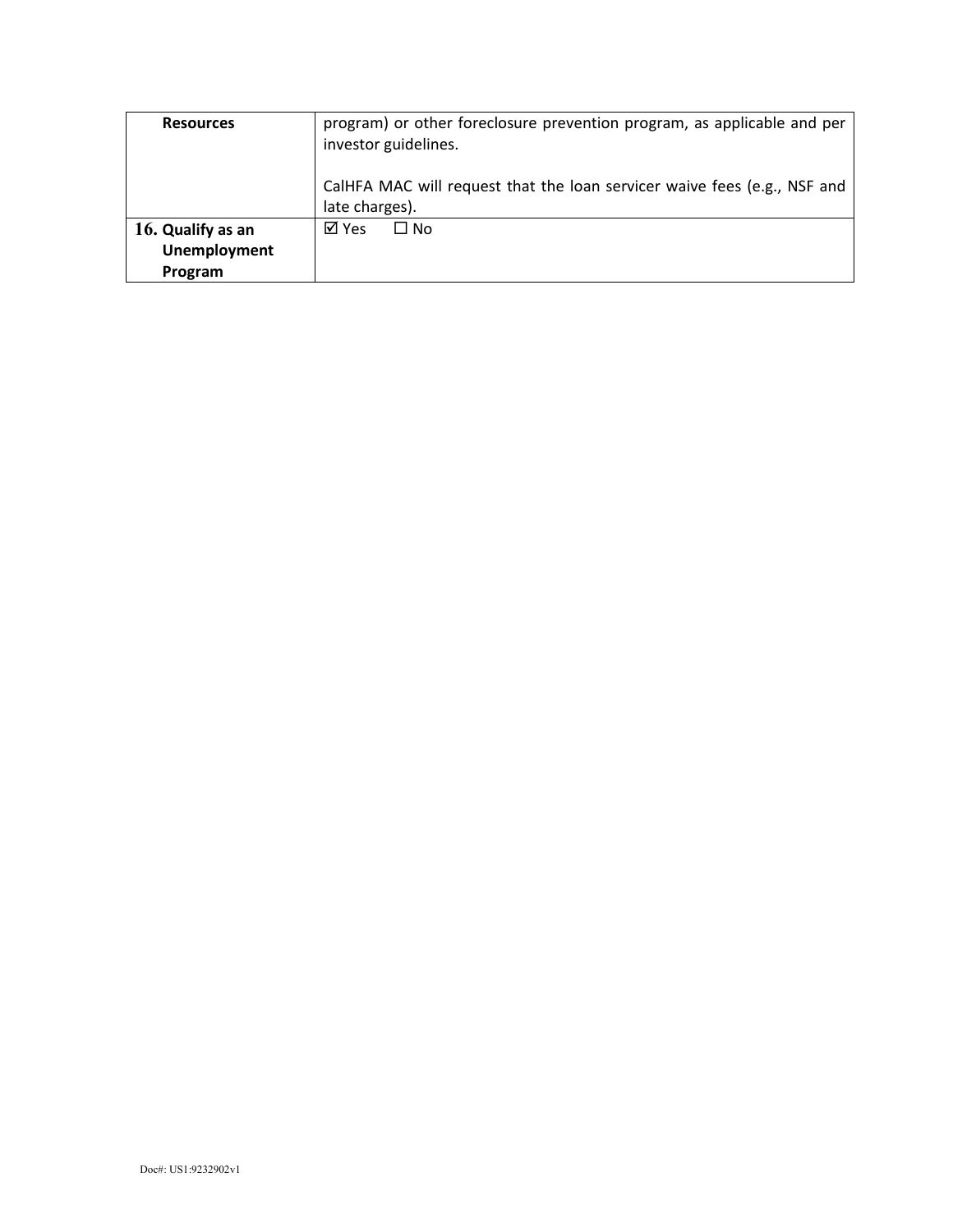| | |
|---|---|
| **Resources** | program) or other foreclosure prevention program, as applicable and per investor guidelines.<br><br>CalHFA MAC will request that the loan servicer waive fees (e.g., NSF and late charges). |
| **16. Qualify as an Unemployment Program** | ☑ Yes ☐ No |

Doc#: US1:9232902v1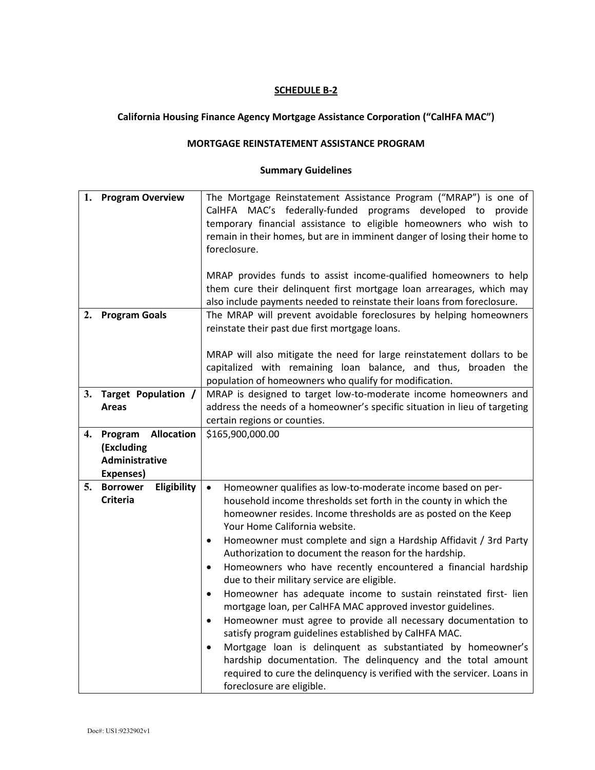**SCHEDULE B-2**

**California Housing Finance Agency Mortgage Assistance Corporation ("CalHFA MAC")**

**MORTGAGE REINSTATEMENT ASSISTANCE PROGRAM**

**Summary Guidelines**

| | |
|---|---|
| **1. Program Overview** | The Mortgage Reinstatement Assistance Program ("MRAP") is one of CalHFA MAC's federally-funded programs developed to provide temporary financial assistance to eligible homeowners who wish to remain in their homes, but are in imminent danger of losing their home to foreclosure.<br><br>MRAP provides funds to assist income-qualified homeowners to help them cure their delinquent first mortgage loan arrearages, which may also include payments needed to reinstate their loans from foreclosure. |
| **2. Program Goals** | The MRAP will prevent avoidable foreclosures by helping homeowners reinstate their past due first mortgage loans.<br><br>MRAP will also mitigate the need for large reinstatement dollars to be capitalized with remaining loan balance, and thus, broaden the population of homeowners who qualify for modification. |
| **3. Target Population / Areas** | MRAP is designed to target low-to-moderate income homeowners and address the needs of a homeowner's specific situation in lieu of targeting certain regions or counties. |
| **4. Program Allocation (Excluding Administrative Expenses)** | $165,900,000.00 |
| **5. Borrower Eligibility Criteria** | • Homeowner qualifies as low-to-moderate income based on per-household income thresholds set forth in the county in which the homeowner resides. Income thresholds are as posted on the Keep Your Home California website.<br>• Homeowner must complete and sign a Hardship Affidavit / 3rd Party Authorization to document the reason for the hardship.<br>• Homeowners who have recently encountered a financial hardship due to their military service are eligible.<br>• Homeowner has adequate income to sustain reinstated first- lien mortgage loan, per CalHFA MAC approved investor guidelines.<br>• Homeowner must agree to provide all necessary documentation to satisfy program guidelines established by CalHFA MAC.<br>• Mortgage loan is delinquent as substantiated by homeowner's hardship documentation. The delinquency and the total amount required to cure the delinquency is verified with the servicer. Loans in foreclosure are eligible. |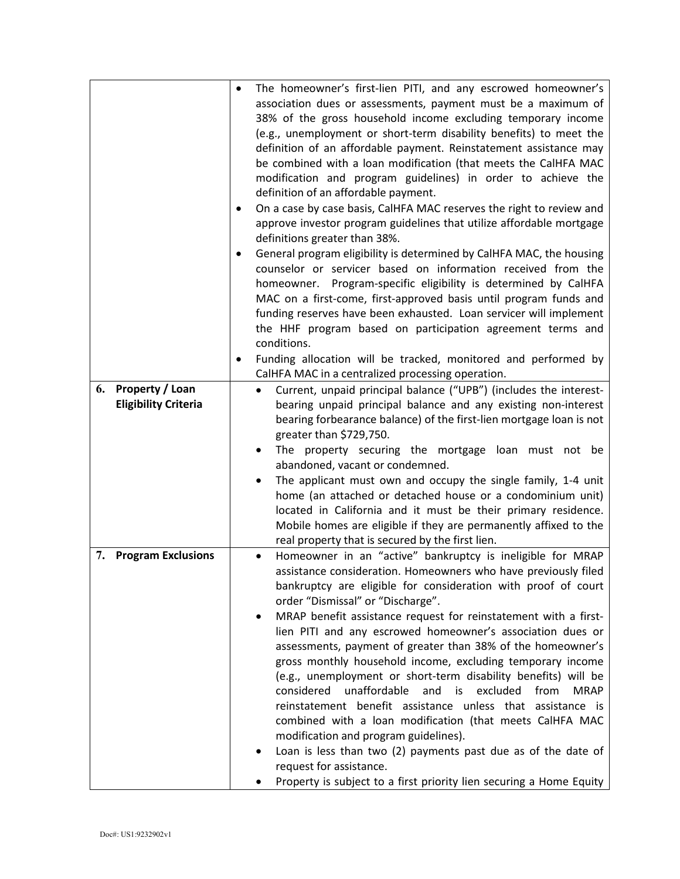| | |
|---|---|
| | • The homeowner's first-lien PITI, and any escrowed homeowner's association dues or assessments, payment must be a maximum of 38% of the gross household income excluding temporary income (e.g., unemployment or short-term disability benefits) to meet the definition of an affordable payment. Reinstatement assistance may be combined with a loan modification (that meets the CalHFA MAC modification and program guidelines) in order to achieve the definition of an affordable payment.<br>• On a case by case basis, CalHFA MAC reserves the right to review and approve investor program guidelines that utilize affordable mortgage definitions greater than 38%.<br>• General program eligibility is determined by CalHFA MAC, the housing counselor or servicer based on information received from the homeowner. Program-specific eligibility is determined by CalHFA MAC on a first-come, first-approved basis until program funds and funding reserves have been exhausted. Loan servicer will implement the HHF program based on participation agreement terms and conditions.<br>• Funding allocation will be tracked, monitored and performed by CalHFA MAC in a centralized processing operation. |
| **6. Property / Loan Eligibility Criteria** | • Current, unpaid principal balance ("UPB") (includes the interest-bearing unpaid principal balance and any existing non-interest bearing forbearance balance) of the first-lien mortgage loan is not greater than $729,750.<br>• The property securing the mortgage loan must not be abandoned, vacant or condemned.<br>• The applicant must own and occupy the single family, 1-4 unit home (an attached or detached house or a condominium unit) located in California and it must be their primary residence. Mobile homes are eligible if they are permanently affixed to the real property that is secured by the first lien. |
| **7. Program Exclusions** | • Homeowner in an "active" bankruptcy is ineligible for MRAP assistance consideration. Homeowners who have previously filed bankruptcy are eligible for consideration with proof of court order "Dismissal" or "Discharge".<br>• MRAP benefit assistance request for reinstatement with a first-lien PITI and any escrowed homeowner's association dues or assessments, payment of greater than 38% of the homeowner's gross monthly household income, excluding temporary income (e.g., unemployment or short-term disability benefits) will be considered unaffordable and is excluded from MRAP reinstatement benefit assistance unless that assistance is combined with a loan modification (that meets CalHFA MAC modification and program guidelines).<br>• Loan is less than two (2) payments past due as of the date of request for assistance.<br>• Property is subject to a first priority lien securing a Home Equity |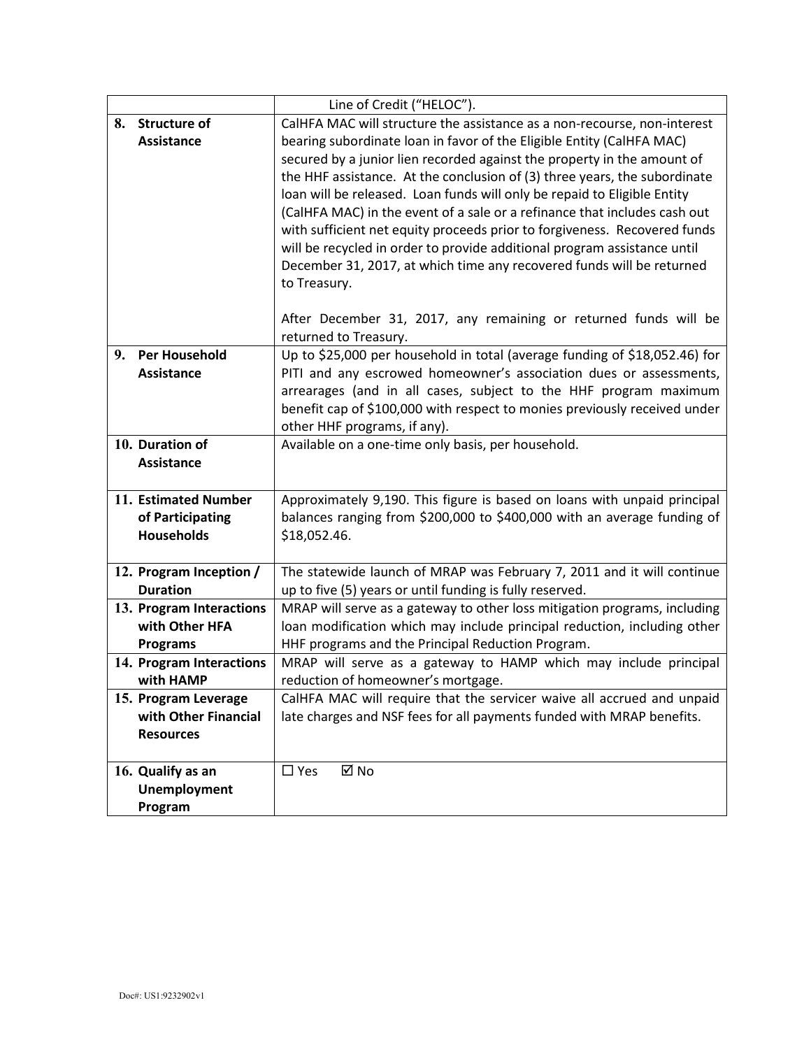| | |
|---|---|
| | Line of Credit (“HELOC”). |
| 8. Structure of Assistance | CalHFA MAC will structure the assistance as a non-recourse, non-interest bearing subordinate loan in favor of the Eligible Entity (CalHFA MAC) secured by a junior lien recorded against the property in the amount of the HHF assistance. At the conclusion of (3) three years, the subordinate loan will be released. Loan funds will only be repaid to Eligible Entity (CalHFA MAC) in the event of a sale or a refinance that includes cash out with sufficient net equity proceeds prior to forgiveness. Recovered funds will be recycled in order to provide additional program assistance until December 31, 2017, at which time any recovered funds will be returned to Treasury.<br><br>After December 31, 2017, any remaining or returned funds will be returned to Treasury. |
| 9. Per Household Assistance | Up to $25,000 per household in total (average funding of $18,052.46) for PITI and any escrowed homeowner’s association dues or assessments, arrearages (and in all cases, subject to the HHF program maximum benefit cap of $100,000 with respect to monies previously received under other HHF programs, if any). |
| 10. Duration of Assistance | Available on a one-time only basis, per household. |
| 11. Estimated Number of Participating Households | Approximately 9,190. This figure is based on loans with unpaid principal balances ranging from $200,000 to $400,000 with an average funding of $18,052.46. |
| 12. Program Inception / Duration | The statewide launch of MRAP was February 7, 2011 and it will continue up to five (5) years or until funding is fully reserved. |
| 13. Program Interactions with Other HFA Programs | MRAP will serve as a gateway to other loss mitigation programs, including loan modification which may include principal reduction, including other HHF programs and the Principal Reduction Program. |
| 14. Program Interactions with HAMP | MRAP will serve as a gateway to HAMP which may include principal reduction of homeowner’s mortgage. |
| 15. Program Leverage with Other Financial Resources | CalHFA MAC will require that the servicer waive all accrued and unpaid late charges and NSF fees for all payments funded with MRAP benefits. |
| 16. Qualify as an Unemployment Program | ☐ Yes ☑ No |

Doc#: US1:9232902v1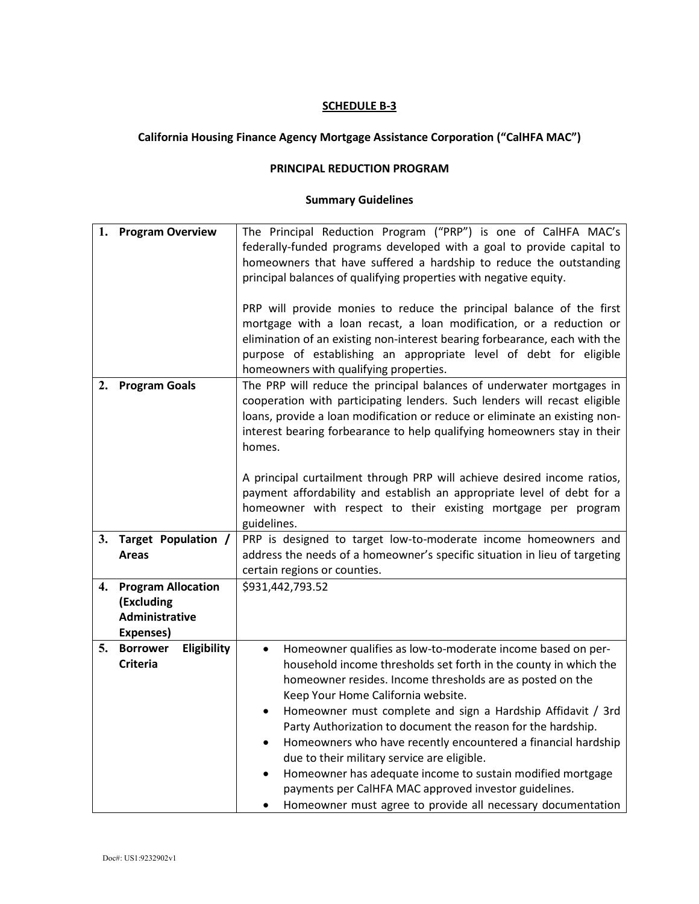**SCHEDULE B-3**

**California Housing Finance Agency Mortgage Assistance Corporation ("CalHFA MAC")**

**PRINCIPAL REDUCTION PROGRAM**

**Summary Guidelines**

| | |
|---|---|
| **1. Program Overview** | The Principal Reduction Program ("PRP") is one of CalHFA MAC's federally-funded programs developed with a goal to provide capital to homeowners that have suffered a hardship to reduce the outstanding principal balances of qualifying properties with negative equity.<br><br>PRP will provide monies to reduce the principal balance of the first mortgage with a loan recast, a loan modification, or a reduction or elimination of an existing non-interest bearing forbearance, each with the purpose of establishing an appropriate level of debt for eligible homeowners with qualifying properties. |
| **2. Program Goals** | The PRP will reduce the principal balances of underwater mortgages in cooperation with participating lenders. Such lenders will recast eligible loans, provide a loan modification or reduce or eliminate an existing non-interest bearing forbearance to help qualifying homeowners stay in their homes.<br><br>A principal curtailment through PRP will achieve desired income ratios, payment affordability and establish an appropriate level of debt for a homeowner with respect to their existing mortgage per program guidelines. |
| **3. Target Population / Areas** | PRP is designed to target low-to-moderate income homeowners and address the needs of a homeowner's specific situation in lieu of targeting certain regions or counties. |
| **4. Program Allocation (Excluding Administrative Expenses)** | $931,442,793.52 |
| **5. Borrower Eligibility Criteria** | • Homeowner qualifies as low-to-moderate income based on per-household income thresholds set forth in the county in which the homeowner resides. Income thresholds are as posted on the Keep Your Home California website.<br>• Homeowner must complete and sign a Hardship Affidavit / 3rd Party Authorization to document the reason for the hardship.<br>• Homeowners who have recently encountered a financial hardship due to their military service are eligible.<br>• Homeowner has adequate income to sustain modified mortgage payments per CalHFA MAC approved investor guidelines.<br>• Homeowner must agree to provide all necessary documentation |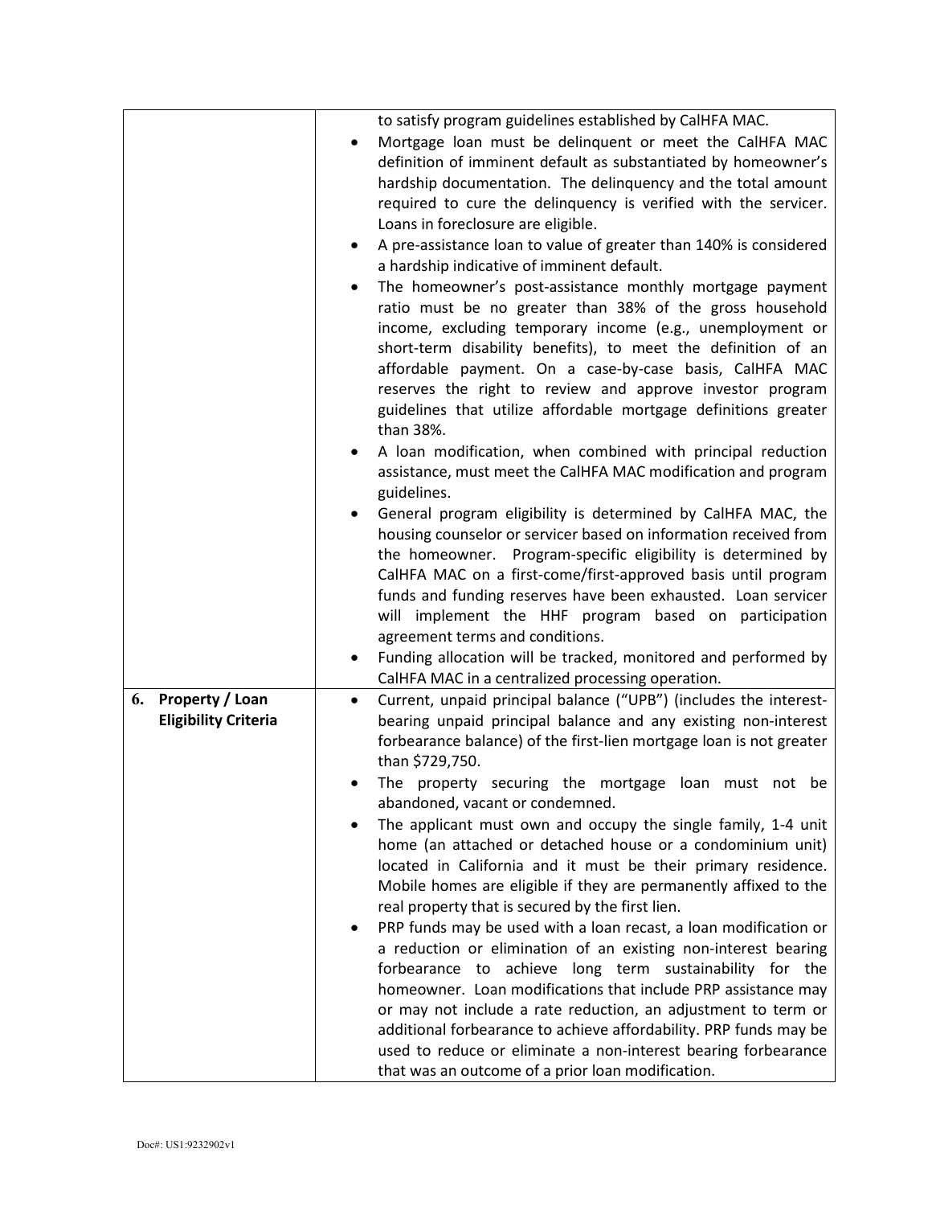| | |
|---|---|
| | to satisfy program guidelines established by CalHFA MAC.<br>• Mortgage loan must be delinquent or meet the CalHFA MAC definition of imminent default as substantiated by homeowner's hardship documentation. The delinquency and the total amount required to cure the delinquency is verified with the servicer. Loans in foreclosure are eligible.<br>• A pre-assistance loan to value of greater than 140% is considered a hardship indicative of imminent default.<br>• The homeowner's post-assistance monthly mortgage payment ratio must be no greater than 38% of the gross household income, excluding temporary income (e.g., unemployment or short-term disability benefits), to meet the definition of an affordable payment. On a case-by-case basis, CalHFA MAC reserves the right to review and approve investor program guidelines that utilize affordable mortgage definitions greater than 38%.<br>• A loan modification, when combined with principal reduction assistance, must meet the CalHFA MAC modification and program guidelines.<br>• General program eligibility is determined by CalHFA MAC, the housing counselor or servicer based on information received from the homeowner. Program-specific eligibility is determined by CalHFA MAC on a first-come/first-approved basis until program funds and funding reserves have been exhausted. Loan servicer will implement the HHF program based on participation agreement terms and conditions.<br>• Funding allocation will be tracked, monitored and performed by CalHFA MAC in a centralized processing operation. |
| **6. Property / Loan Eligibility Criteria** | • Current, unpaid principal balance ("UPB") (includes the interest-bearing unpaid principal balance and any existing non-interest forbearance balance) of the first-lien mortgage loan is not greater than $729,750.<br>• The property securing the mortgage loan must not be abandoned, vacant or condemned.<br>• The applicant must own and occupy the single family, 1-4 unit home (an attached or detached house or a condominium unit) located in California and it must be their primary residence. Mobile homes are eligible if they are permanently affixed to the real property that is secured by the first lien.<br>• PRP funds may be used with a loan recast, a loan modification or a reduction or elimination of an existing non-interest bearing forbearance to achieve long term sustainability for the homeowner. Loan modifications that include PRP assistance may or may not include a rate reduction, an adjustment to term or additional forbearance to achieve affordability. PRP funds may be used to reduce or eliminate a non-interest bearing forbearance that was an outcome of a prior loan modification. |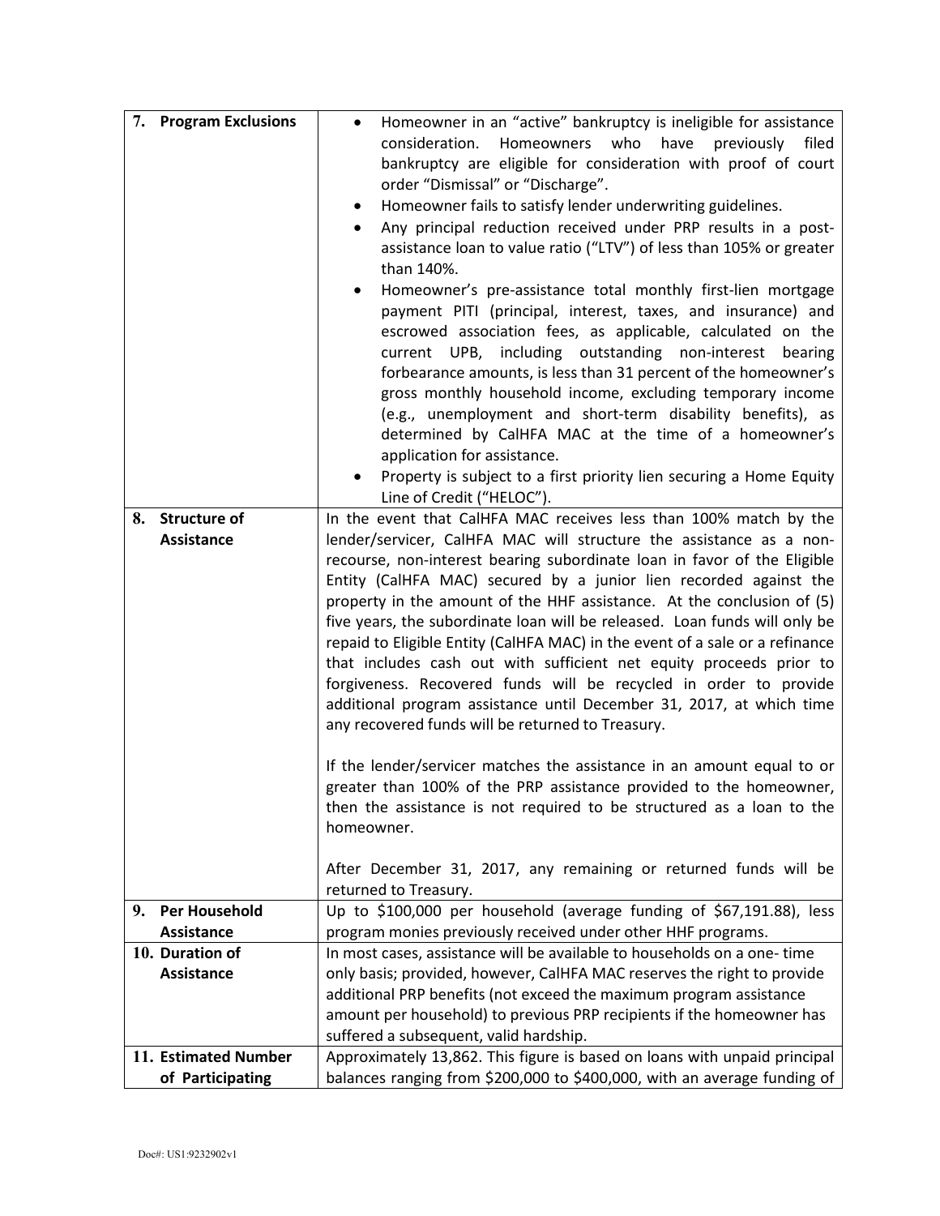| | |
|---|---|
| **7. Program Exclusions** | • Homeowner in an "active" bankruptcy is ineligible for assistance consideration. Homeowners who have previously filed bankruptcy are eligible for consideration with proof of court order "Dismissal" or "Discharge".<br>• Homeowner fails to satisfy lender underwriting guidelines.<br>• Any principal reduction received under PRP results in a post-assistance loan to value ratio ("LTV") of less than 105% or greater than 140%.<br>• Homeowner's pre-assistance total monthly first-lien mortgage payment PITI (principal, interest, taxes, and insurance) and escrowed association fees, as applicable, calculated on the current UPB, including outstanding non-interest bearing forbearance amounts, is less than 31 percent of the homeowner's gross monthly household income, excluding temporary income (e.g., unemployment and short-term disability benefits), as determined by CalHFA MAC at the time of a homeowner's application for assistance.<br>• Property is subject to a first priority lien securing a Home Equity Line of Credit ("HELOC"). |
| **8. Structure of Assistance** | In the event that CalHFA MAC receives less than 100% match by the lender/servicer, CalHFA MAC will structure the assistance as a non-recourse, non-interest bearing subordinate loan in favor of the Eligible Entity (CalHFA MAC) secured by a junior lien recorded against the property in the amount of the HHF assistance. At the conclusion of (5) five years, the subordinate loan will be released. Loan funds will only be repaid to Eligible Entity (CalHFA MAC) in the event of a sale or a refinance that includes cash out with sufficient net equity proceeds prior to forgiveness. Recovered funds will be recycled in order to provide additional program assistance until December 31, 2017, at which time any recovered funds will be returned to Treasury.<br><br>If the lender/servicer matches the assistance in an amount equal to or greater than 100% of the PRP assistance provided to the homeowner, then the assistance is not required to be structured as a loan to the homeowner.<br><br>After December 31, 2017, any remaining or returned funds will be returned to Treasury. |
| **9. Per Household Assistance** | Up to $100,000 per household (average funding of $67,191.88), less program monies previously received under other HHF programs. |
| **10. Duration of Assistance** | In most cases, assistance will be available to households on a one- time only basis; provided, however, CalHFA MAC reserves the right to provide additional PRP benefits (not exceed the maximum program assistance amount per household) to previous PRP recipients if the homeowner has suffered a subsequent, valid hardship. |
| **11. Estimated Number of Participating** | Approximately 13,862. This figure is based on loans with unpaid principal balances ranging from $200,000 to $400,000, with an average funding of |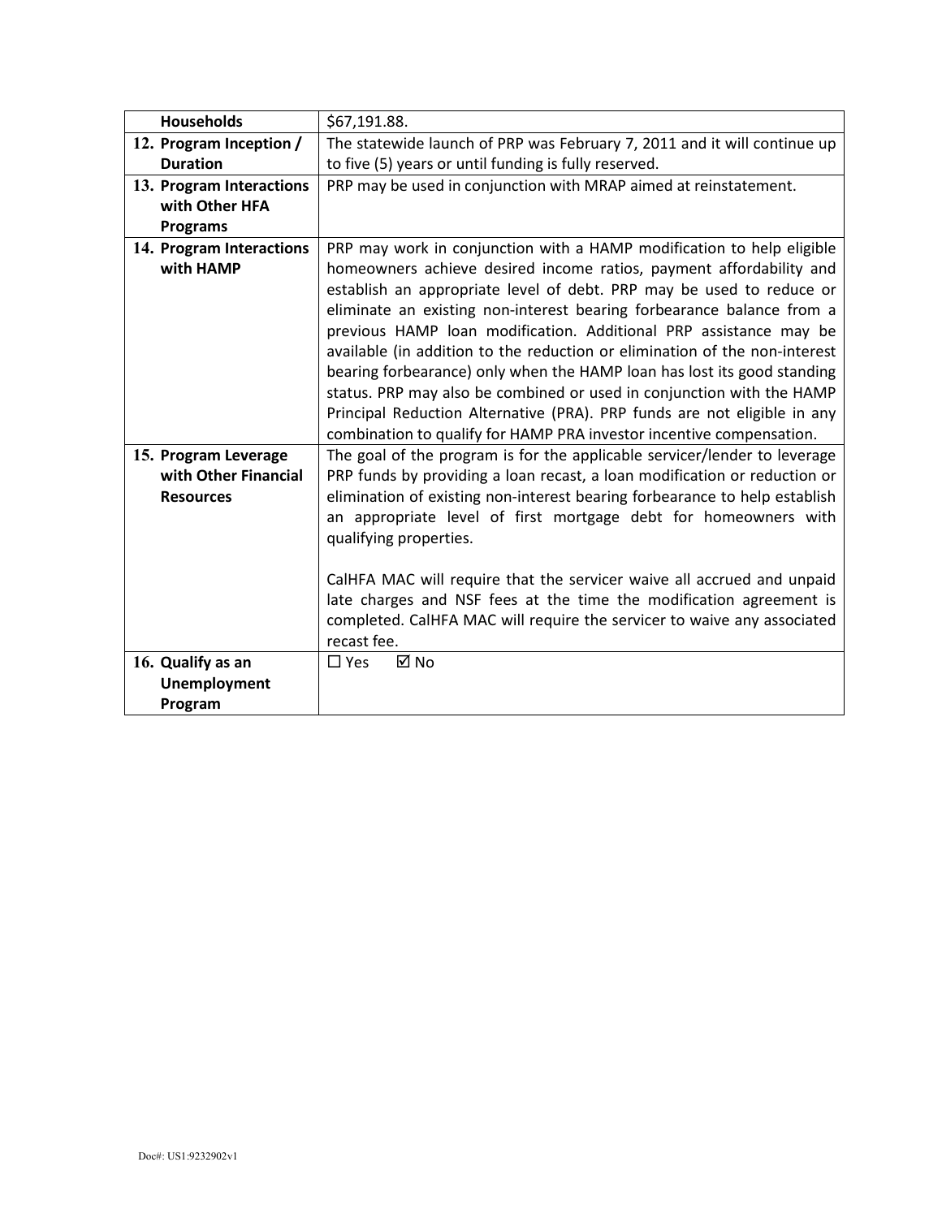| Households | $67,191.88. |
|---|---|
| **12. Program Inception / Duration** | The statewide launch of PRP was February 7, 2011 and it will continue up to five (5) years or until funding is fully reserved. |
| **13. Program Interactions with Other HFA Programs** | PRP may be used in conjunction with MRAP aimed at reinstatement. |
| **14. Program Interactions with HAMP** | PRP may work in conjunction with a HAMP modification to help eligible homeowners achieve desired income ratios, payment affordability and establish an appropriate level of debt. PRP may be used to reduce or eliminate an existing non-interest bearing forbearance balance from a previous HAMP loan modification. Additional PRP assistance may be available (in addition to the reduction or elimination of the non-interest bearing forbearance) only when the HAMP loan has lost its good standing status. PRP may also be combined or used in conjunction with the HAMP Principal Reduction Alternative (PRA). PRP funds are not eligible in any combination to qualify for HAMP PRA investor incentive compensation. |
| **15. Program Leverage with Other Financial Resources** | The goal of the program is for the applicable servicer/lender to leverage PRP funds by providing a loan recast, a loan modification or reduction or elimination of existing non-interest bearing forbearance to help establish an appropriate level of first mortgage debt for homeowners with qualifying properties.<br><br>CalHFA MAC will require that the servicer waive all accrued and unpaid late charges and NSF fees at the time the modification agreement is completed. CalHFA MAC will require the servicer to waive any associated recast fee. |
| **16. Qualify as an Unemployment Program** | ☐ Yes ☑ No |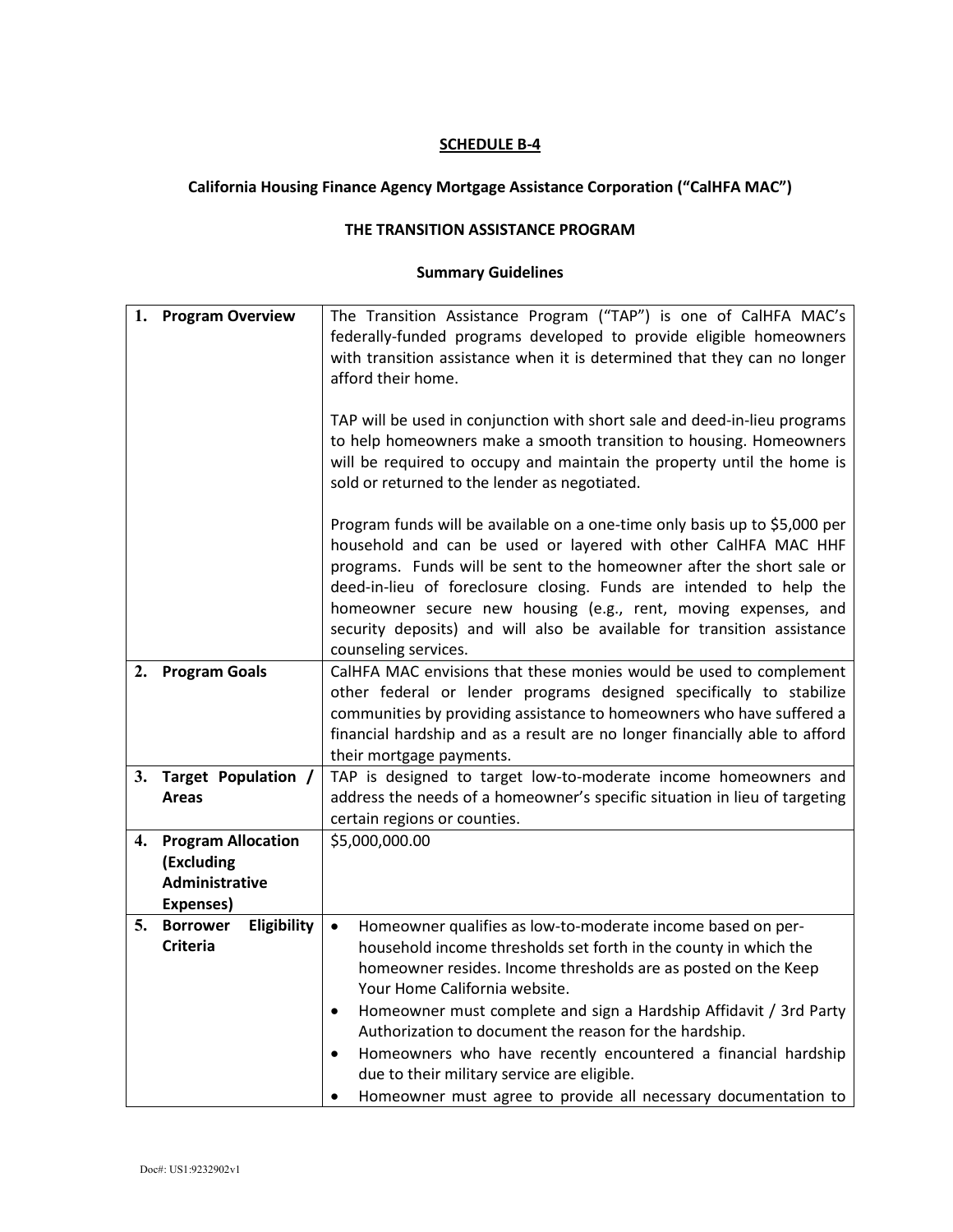**SCHEDULE B-4**

**California Housing Finance Agency Mortgage Assistance Corporation ("CalHFA MAC")**

**THE TRANSITION ASSISTANCE PROGRAM**

**Summary Guidelines**

| | |
|---|---|
| **1. Program Overview** | The Transition Assistance Program ("TAP") is one of CalHFA MAC's federally-funded programs developed to provide eligible homeowners with transition assistance when it is determined that they can no longer afford their home.<br><br>TAP will be used in conjunction with short sale and deed-in-lieu programs to help homeowners make a smooth transition to housing. Homeowners will be required to occupy and maintain the property until the home is sold or returned to the lender as negotiated.<br><br>Program funds will be available on a one-time only basis up to $5,000 per household and can be used or layered with other CalHFA MAC HHF programs. Funds will be sent to the homeowner after the short sale or deed-in-lieu of foreclosure closing. Funds are intended to help the homeowner secure new housing (e.g., rent, moving expenses, and security deposits) and will also be available for transition assistance counseling services. |
| **2. Program Goals** | CalHFA MAC envisions that these monies would be used to complement other federal or lender programs designed specifically to stabilize communities by providing assistance to homeowners who have suffered a financial hardship and as a result are no longer financially able to afford their mortgage payments. |
| **3. Target Population / Areas** | TAP is designed to target low-to-moderate income homeowners and address the needs of a homeowner's specific situation in lieu of targeting certain regions or counties. |
| **4. Program Allocation (Excluding Administrative Expenses)** | $5,000,000.00 |
| **5. Borrower Eligibility Criteria** | • Homeowner qualifies as low-to-moderate income based on per-household income thresholds set forth in the county in which the homeowner resides. Income thresholds are as posted on the Keep Your Home California website.<br>• Homeowner must complete and sign a Hardship Affidavit / 3rd Party Authorization to document the reason for the hardship.<br>• Homeowners who have recently encountered a financial hardship due to their military service are eligible.<br>• Homeowner must agree to provide all necessary documentation to |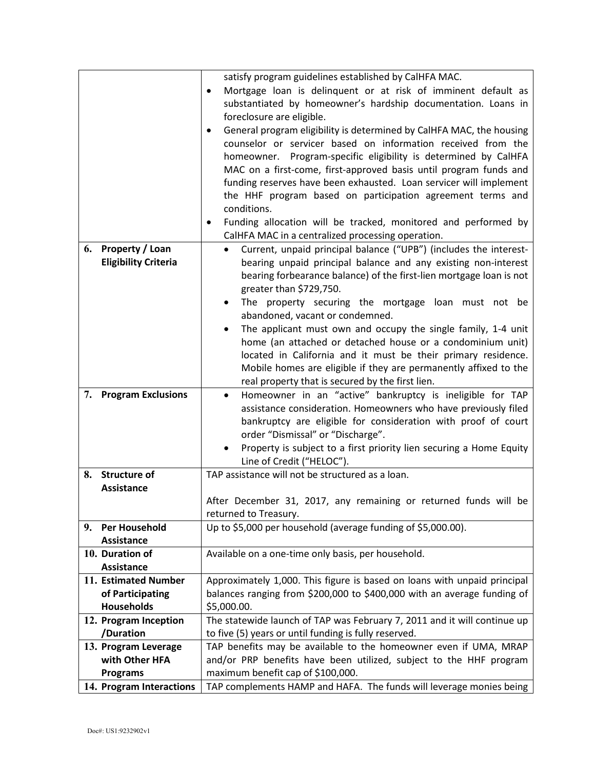| | |
|---|---|
| | satisfy program guidelines established by CalHFA MAC.<br>• Mortgage loan is delinquent or at risk of imminent default as substantiated by homeowner's hardship documentation. Loans in foreclosure are eligible.<br>• General program eligibility is determined by CalHFA MAC, the housing counselor or servicer based on information received from the homeowner. Program-specific eligibility is determined by CalHFA MAC on a first-come, first-approved basis until program funds and funding reserves have been exhausted. Loan servicer will implement the HHF program based on participation agreement terms and conditions.<br>• Funding allocation will be tracked, monitored and performed by CalHFA MAC in a centralized processing operation. |
| **6. Property / Loan Eligibility Criteria** | • Current, unpaid principal balance ("UPB") (includes the interest-bearing unpaid principal balance and any existing non-interest bearing forbearance balance) of the first-lien mortgage loan is not greater than $729,750.<br>• The property securing the mortgage loan must not be abandoned, vacant or condemned.<br>• The applicant must own and occupy the single family, 1-4 unit home (an attached or detached house or a condominium unit) located in California and it must be their primary residence. Mobile homes are eligible if they are permanently affixed to the real property that is secured by the first lien. |
| **7. Program Exclusions** | • Homeowner in an "active" bankruptcy is ineligible for TAP assistance consideration. Homeowners who have previously filed bankruptcy are eligible for consideration with proof of court order "Dismissal" or "Discharge".<br>• Property is subject to a first priority lien securing a Home Equity Line of Credit ("HELOC"). |
| **8. Structure of Assistance** | TAP assistance will not be structured as a loan.<br><br>After December 31, 2017, any remaining or returned funds will be returned to Treasury. |
| **9. Per Household Assistance** | Up to $5,000 per household (average funding of $5,000.00). |
| **10. Duration of Assistance** | Available on a one-time only basis, per household. |
| **11. Estimated Number of Participating Households** | Approximately 1,000. This figure is based on loans with unpaid principal balances ranging from $200,000 to $400,000 with an average funding of $5,000.00. |
| **12. Program Inception /Duration** | The statewide launch of TAP was February 7, 2011 and it will continue up to five (5) years or until funding is fully reserved. |
| **13. Program Leverage with Other HFA Programs** | TAP benefits may be available to the homeowner even if UMA, MRAP and/or PRP benefits have been utilized, subject to the HHF program maximum benefit cap of $100,000. |
| **14. Program Interactions** | TAP complements HAMP and HAFA. The funds will leverage monies being |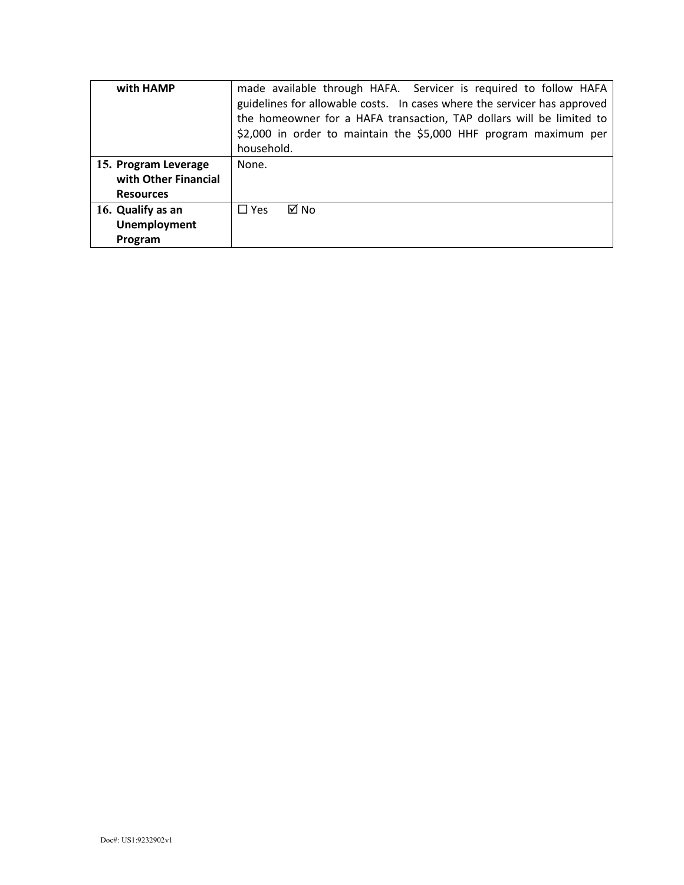| | |
|---|---|
| **with HAMP** | made available through HAFA. Servicer is required to follow HAFA guidelines for allowable costs. In cases where the servicer has approved the homeowner for a HAFA transaction, TAP dollars will be limited to $2,000 in order to maintain the $5,000 HHF program maximum per household. |
| **15. Program Leverage with Other Financial Resources** | None. |
| **16. Qualify as an Unemployment Program** | ☐ Yes ☑ No |

Doc#: US1:9232902v1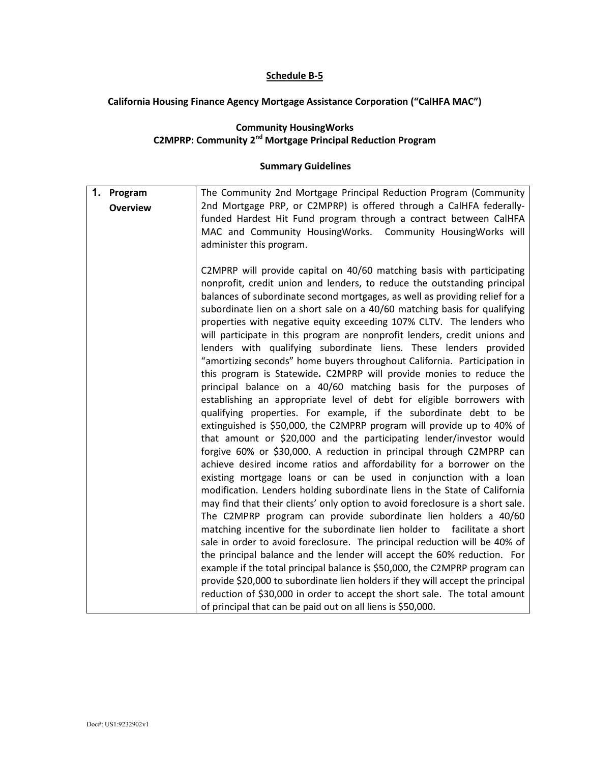**Schedule B-5**

**California Housing Finance Agency Mortgage Assistance Corporation ("CalHFA MAC")**

**Community HousingWorks**
**C2MPRP: Community 2nd Mortgage Principal Reduction Program**

**Summary Guidelines**

| | |
|---|---|
| **1. Program Overview** | The Community 2nd Mortgage Principal Reduction Program (Community 2nd Mortgage PRP, or C2MPRP) is offered through a CalHFA federally-funded Hardest Hit Fund program through a contract between CalHFA MAC and Community HousingWorks. Community HousingWorks will administer this program.<br><br>C2MPRP will provide capital on 40/60 matching basis with participating nonprofit, credit union and lenders, to reduce the outstanding principal balances of subordinate second mortgages, as well as providing relief for a subordinate lien on a short sale on a 40/60 matching basis for qualifying properties with negative equity exceeding 107% CLTV. The lenders who will participate in this program are nonprofit lenders, credit unions and lenders with qualifying subordinate liens. These lenders provided "amortizing seconds" home buyers throughout California. Participation in this program is Statewide**.** C2MPRP will provide monies to reduce the principal balance on a 40/60 matching basis for the purposes of establishing an appropriate level of debt for eligible borrowers with qualifying properties. For example, if the subordinate debt to be extinguished is $50,000, the C2MPRP program will provide up to 40% of that amount or $20,000 and the participating lender/investor would forgive 60% or $30,000. A reduction in principal through C2MPRP can achieve desired income ratios and affordability for a borrower on the existing mortgage loans or can be used in conjunction with a loan modification. Lenders holding subordinate liens in the State of California may find that their clients' only option to avoid foreclosure is a short sale. The C2MPRP program can provide subordinate lien holders a 40/60 matching incentive for the subordinate lien holder to facilitate a short sale in order to avoid foreclosure. The principal reduction will be 40% of the principal balance and the lender will accept the 60% reduction. For example if the total principal balance is $50,000, the C2MPRP program can provide $20,000 to subordinate lien holders if they will accept the principal reduction of $30,000 in order to accept the short sale. The total amount of principal that can be paid out on all liens is $50,000. |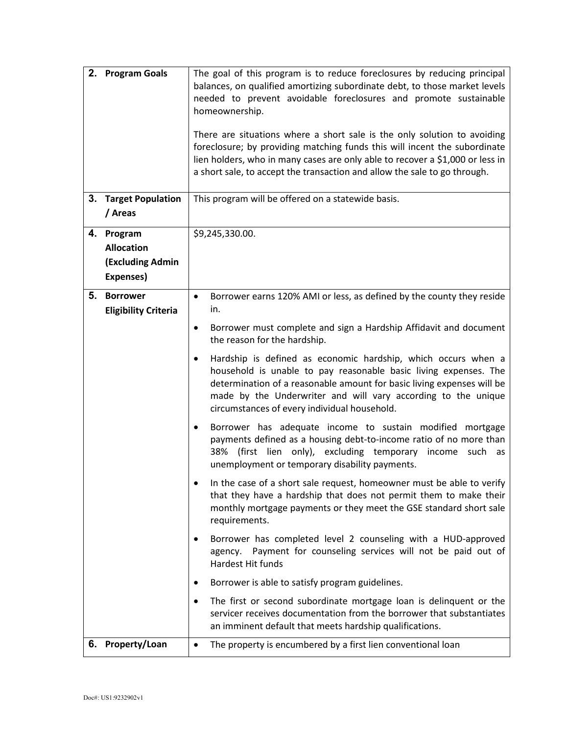| | |
|---|---|
| **2. Program Goals** | The goal of this program is to reduce foreclosures by reducing principal balances, on qualified amortizing subordinate debt, to those market levels needed to prevent avoidable foreclosures and promote sustainable homeownership.<br><br>There are situations where a short sale is the only solution to avoiding foreclosure; by providing matching funds this will incent the subordinate lien holders, who in many cases are only able to recover a $1,000 or less in a short sale, to accept the transaction and allow the sale to go through. |
| **3. Target Population / Areas** | This program will be offered on a statewide basis. |
| **4. Program Allocation (Excluding Admin Expenses)** | $9,245,330.00. |
| **5. Borrower Eligibility Criteria** | • Borrower earns 120% AMI or less, as defined by the county they reside in.<br>• Borrower must complete and sign a Hardship Affidavit and document the reason for the hardship.<br>• Hardship is defined as economic hardship, which occurs when a household is unable to pay reasonable basic living expenses. The determination of a reasonable amount for basic living expenses will be made by the Underwriter and will vary according to the unique circumstances of every individual household.<br>• Borrower has adequate income to sustain modified mortgage payments defined as a housing debt-to-income ratio of no more than 38% (first lien only), excluding temporary income such as unemployment or temporary disability payments.<br>• In the case of a short sale request, homeowner must be able to verify that they have a hardship that does not permit them to make their monthly mortgage payments or they meet the GSE standard short sale requirements.<br>• Borrower has completed level 2 counseling with a HUD-approved agency. Payment for counseling services will not be paid out of Hardest Hit funds<br>• Borrower is able to satisfy program guidelines.<br>• The first or second subordinate mortgage loan is delinquent or the servicer receives documentation from the borrower that substantiates an imminent default that meets hardship qualifications. |
| **6. Property/Loan** | • The property is encumbered by a first lien conventional loan |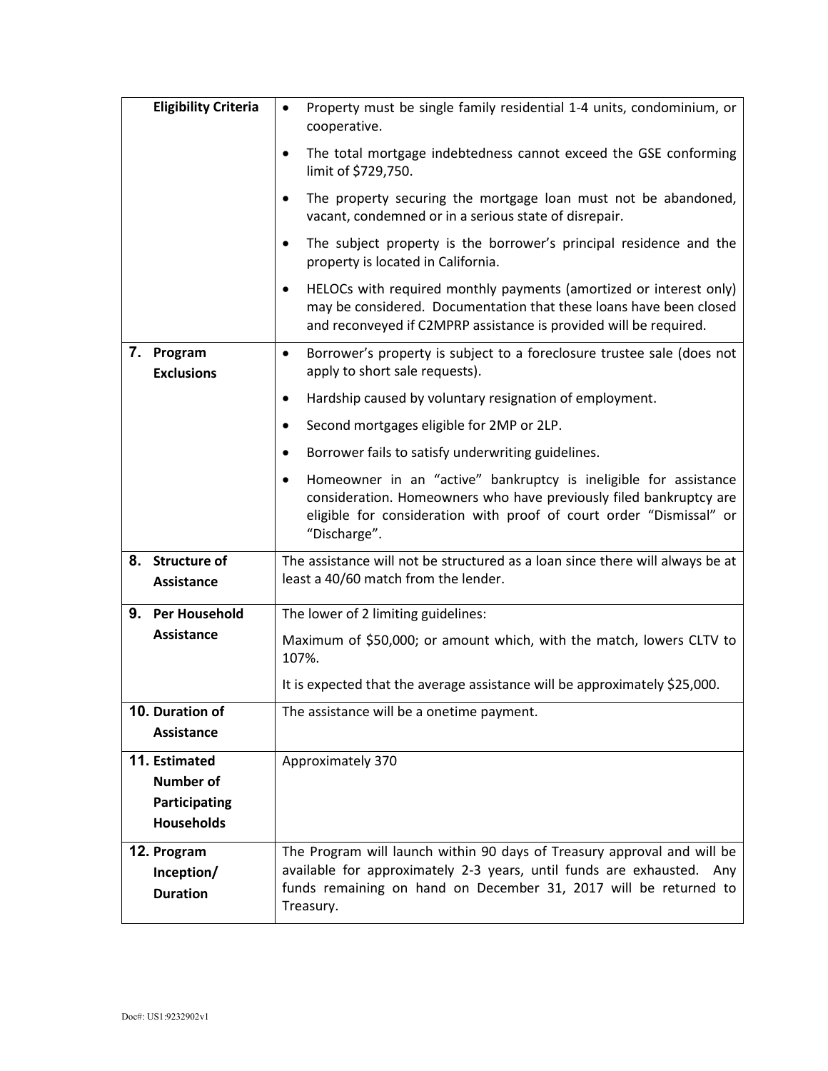| | |
|---|---|
| **Eligibility Criteria** | • Property must be single family residential 1-4 units, condominium, or cooperative.<br>• The total mortgage indebtedness cannot exceed the GSE conforming limit of $729,750.<br>• The property securing the mortgage loan must not be abandoned, vacant, condemned or in a serious state of disrepair.<br>• The subject property is the borrower's principal residence and the property is located in California.<br>• HELOCs with required monthly payments (amortized or interest only) may be considered. Documentation that these loans have been closed and reconveyed if C2MPRP assistance is provided will be required. |
| **7. Program Exclusions** | • Borrower's property is subject to a foreclosure trustee sale (does not apply to short sale requests).<br>• Hardship caused by voluntary resignation of employment.<br>• Second mortgages eligible for 2MP or 2LP.<br>• Borrower fails to satisfy underwriting guidelines.<br>• Homeowner in an "active" bankruptcy is ineligible for assistance consideration. Homeowners who have previously filed bankruptcy are eligible for consideration with proof of court order "Dismissal" or "Discharge". |
| **8. Structure of Assistance** | The assistance will not be structured as a loan since there will always be at least a 40/60 match from the lender. |
| **9. Per Household Assistance** | The lower of 2 limiting guidelines:<br>Maximum of $50,000; or amount which, with the match, lowers CLTV to 107%.<br>It is expected that the average assistance will be approximately $25,000. |
| **10. Duration of Assistance** | The assistance will be a onetime payment. |
| **11. Estimated Number of Participating Households** | Approximately 370 |
| **12. Program Inception/ Duration** | The Program will launch within 90 days of Treasury approval and will be available for approximately 2-3 years, until funds are exhausted. Any funds remaining on hand on December 31, 2017 will be returned to Treasury. |

Doc#: US1:9232902v1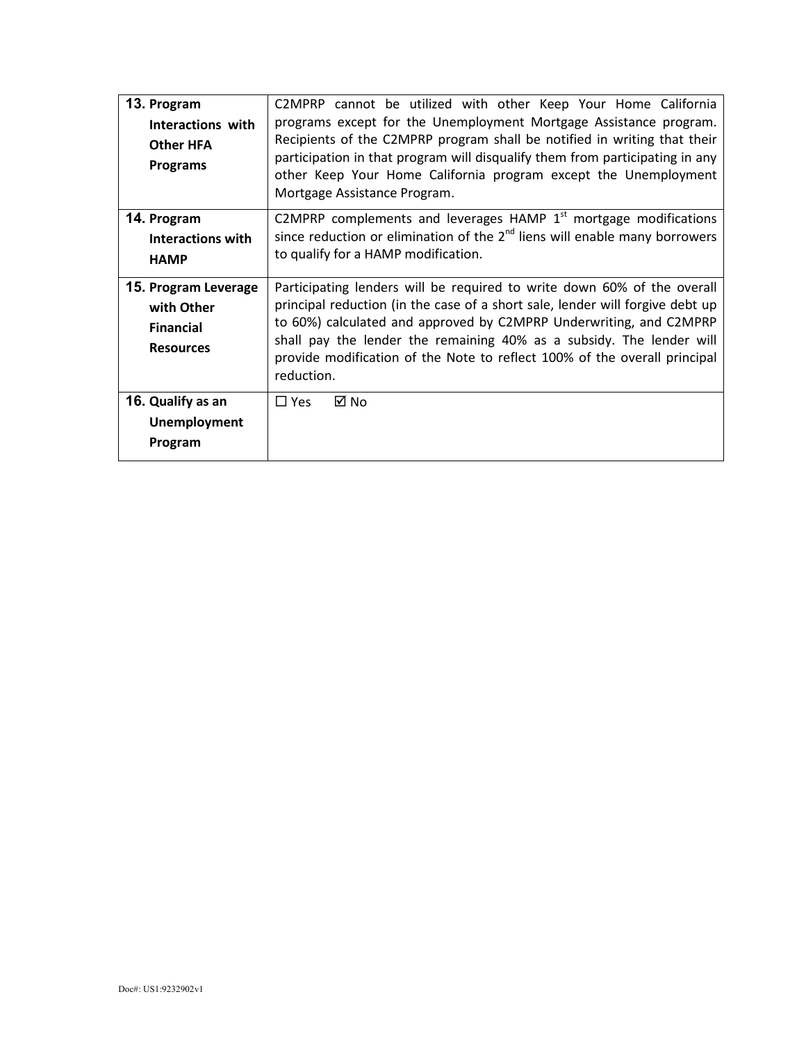| | |
|---|---|
| **13. Program Interactions with Other HFA Programs** | C2MPRP cannot be utilized with other Keep Your Home California programs except for the Unemployment Mortgage Assistance program. Recipients of the C2MPRP program shall be notified in writing that their participation in that program will disqualify them from participating in any other Keep Your Home California program except the Unemployment Mortgage Assistance Program. |
| **14. Program Interactions with HAMP** | C2MPRP complements and leverages HAMP 1st mortgage modifications since reduction or elimination of the 2nd liens will enable many borrowers to qualify for a HAMP modification. |
| **15. Program Leverage with Other Financial Resources** | Participating lenders will be required to write down 60% of the overall principal reduction (in the case of a short sale, lender will forgive debt up to 60%) calculated and approved by C2MPRP Underwriting, and C2MPRP shall pay the lender the remaining 40% as a subsidy. The lender will provide modification of the Note to reflect 100% of the overall principal reduction. |
| **16. Qualify as an Unemployment Program** | ☐ Yes ☑ No |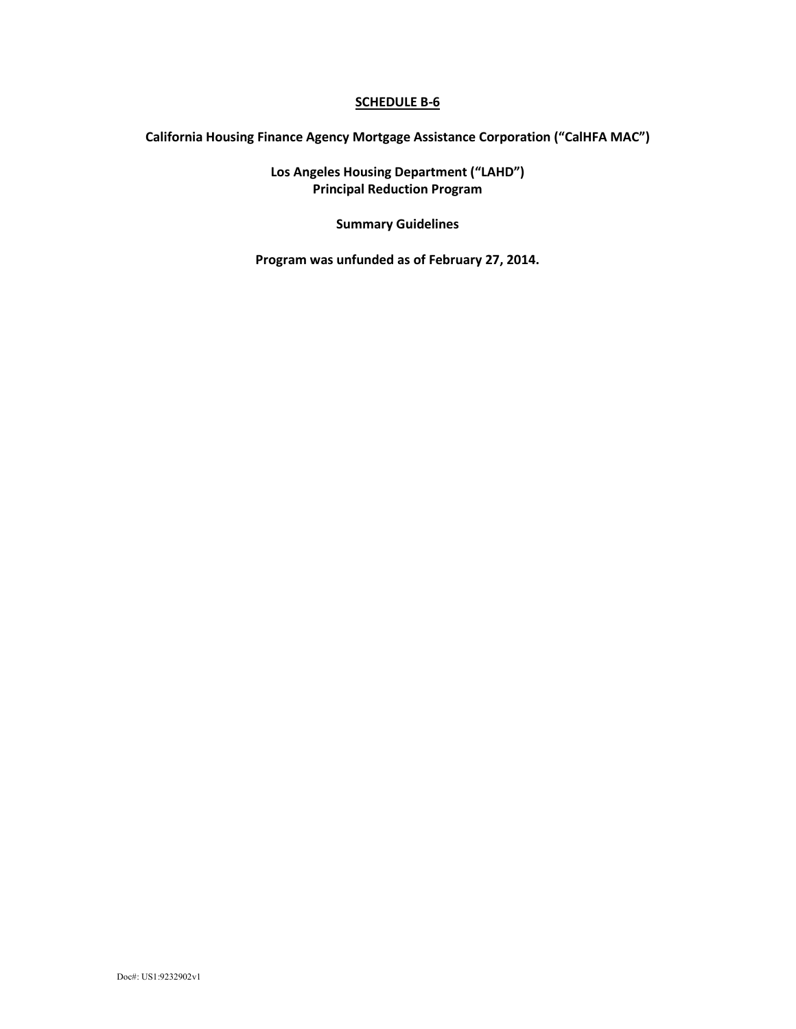## SCHEDULE B-6

**California Housing Finance Agency Mortgage Assistance Corporation ("CalHFA MAC")**

**Los Angeles Housing Department ("LAHD")**
**Principal Reduction Program**

**Summary Guidelines**

**Program was unfunded as of February 27, 2014.**

Doc#: US1:9232902v1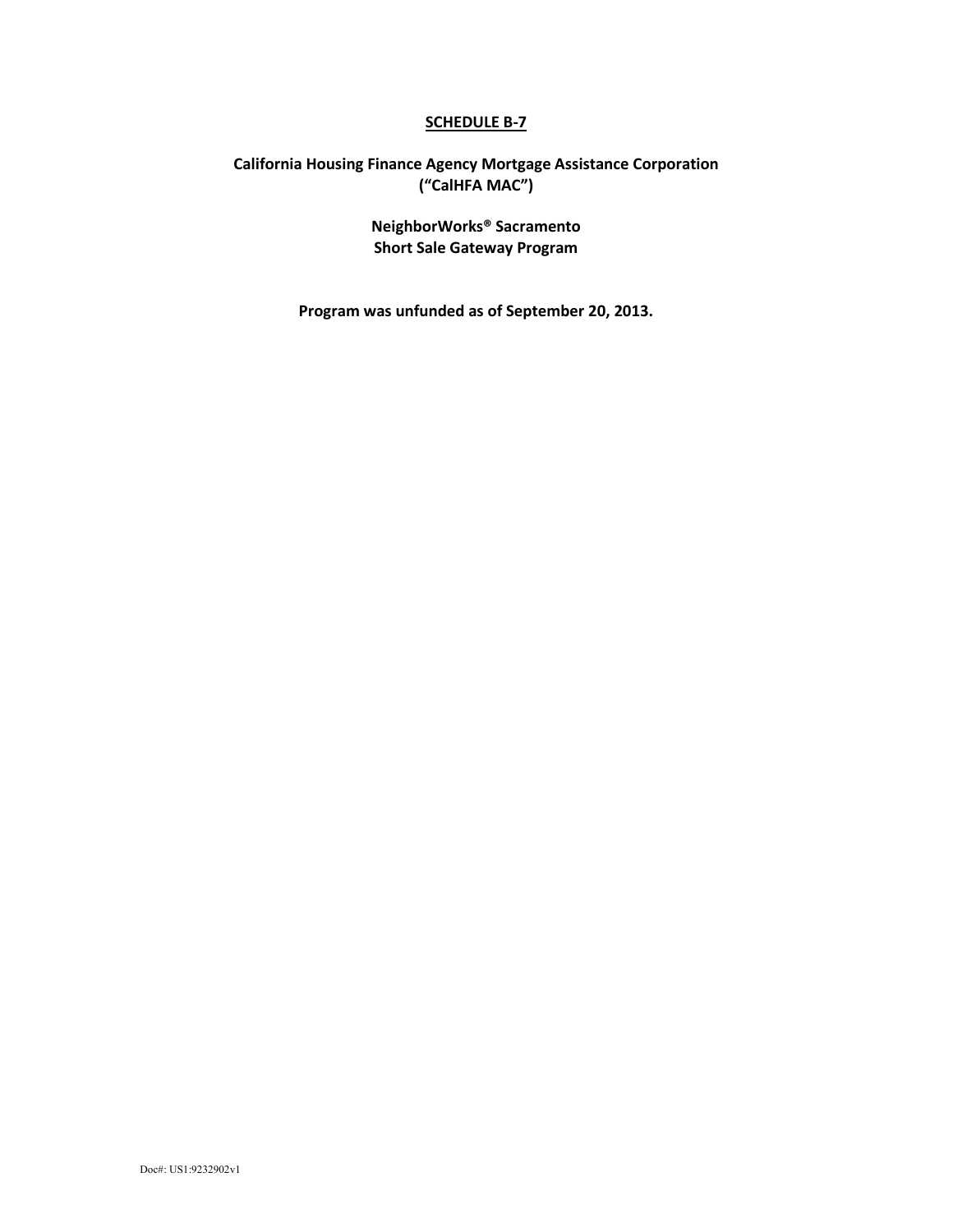# SCHEDULE B-7

**California Housing Finance Agency Mortgage Assistance Corporation ("CalHFA MAC")**

**NeighborWorks® Sacramento**
**Short Sale Gateway Program**

**Program was unfunded as of September 20, 2013.**

Doc#: US1:9232902v1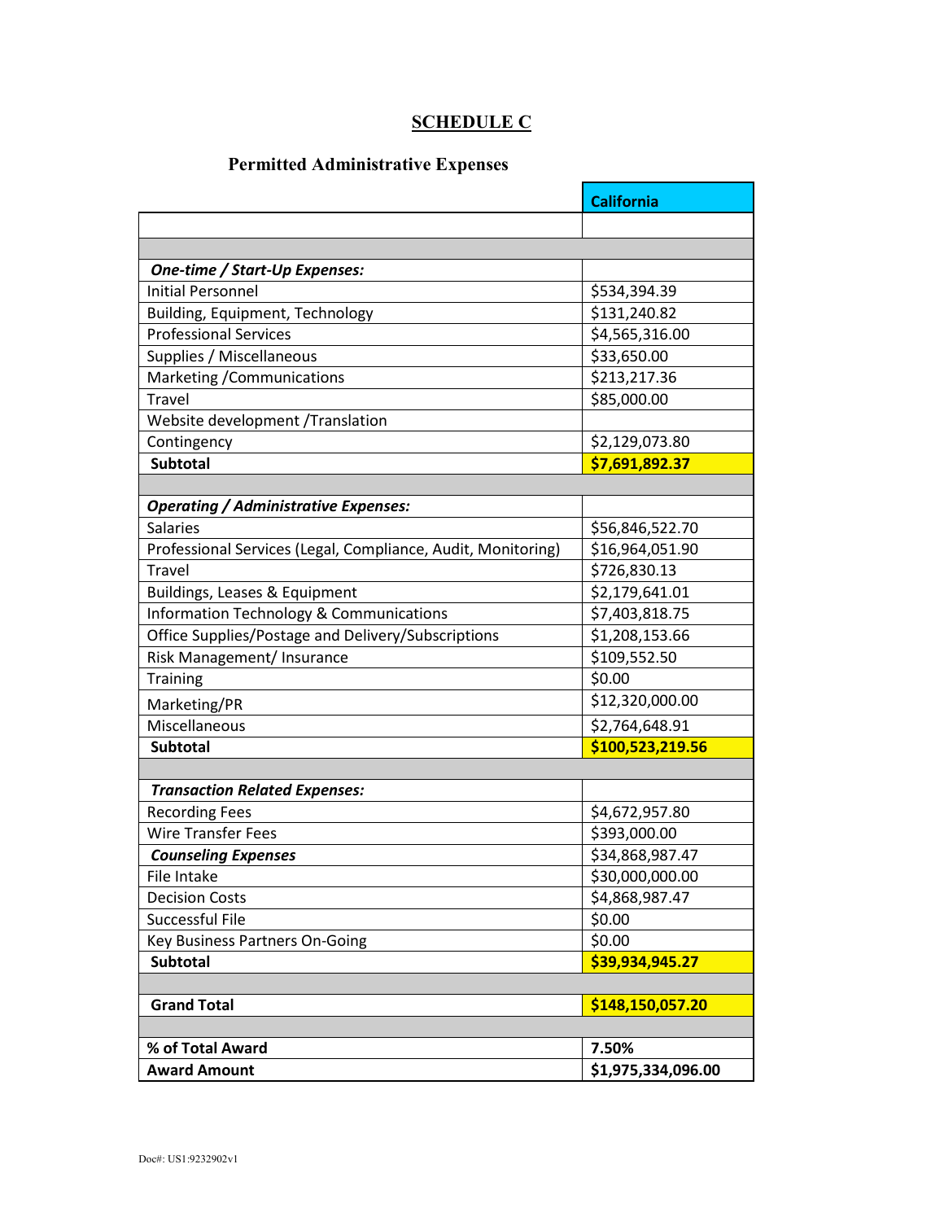# SCHEDULE C

## Permitted Administrative Expenses

| | California |
|---|---|
| | |
| | |
| ***One-time / Start-Up Expenses:*** | |
| Initial Personnel | $534,394.39 |
| Building, Equipment, Technology | $131,240.82 |
| Professional Services | $4,565,316.00 |
| Supplies / Miscellaneous | $33,650.00 |
| Marketing /Communications | $213,217.36 |
| Travel | $85,000.00 |
| Website development /Translation | |
| Contingency | $2,129,073.80 |
| **Subtotal** | **$7,691,892.37** |
| | |
| ***Operating / Administrative Expenses:*** | |
| Salaries | $56,846,522.70 |
| Professional Services (Legal, Compliance, Audit, Monitoring) | $16,964,051.90 |
| Travel | $726,830.13 |
| Buildings, Leases & Equipment | $2,179,641.01 |
| Information Technology & Communications | $7,403,818.75 |
| Office Supplies/Postage and Delivery/Subscriptions | $1,208,153.66 |
| Risk Management/ Insurance | $109,552.50 |
| Training | $0.00 |
| Marketing/PR | $12,320,000.00 |
| Miscellaneous | $2,764,648.91 |
| **Subtotal** | **$100,523,219.56** |
| | |
| ***Transaction Related Expenses:*** | |
| Recording Fees | $4,672,957.80 |
| Wire Transfer Fees | $393,000.00 |
| ***Counseling Expenses*** | $34,868,987.47 |
| File Intake | $30,000,000.00 |
| Decision Costs | $4,868,987.47 |
| Successful File | $0.00 |
| Key Business Partners On-Going | $0.00 |
| **Subtotal** | **$39,934,945.27** |
| | |
| **Grand Total** | **$148,150,057.20** |
| | |
| **% of Total Award** | **7.50%** |
| **Award Amount** | **$1,975,334,096.00** |

Doc#: US1:9232902v1